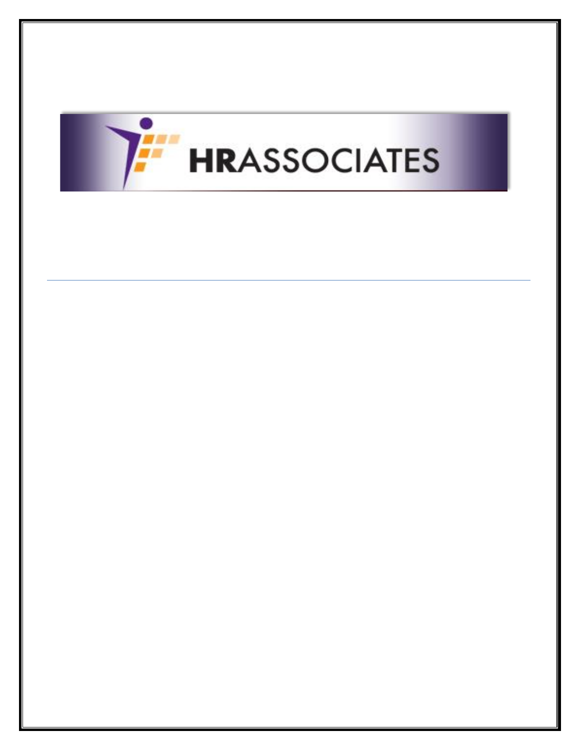**HR**ASSOCIATES

---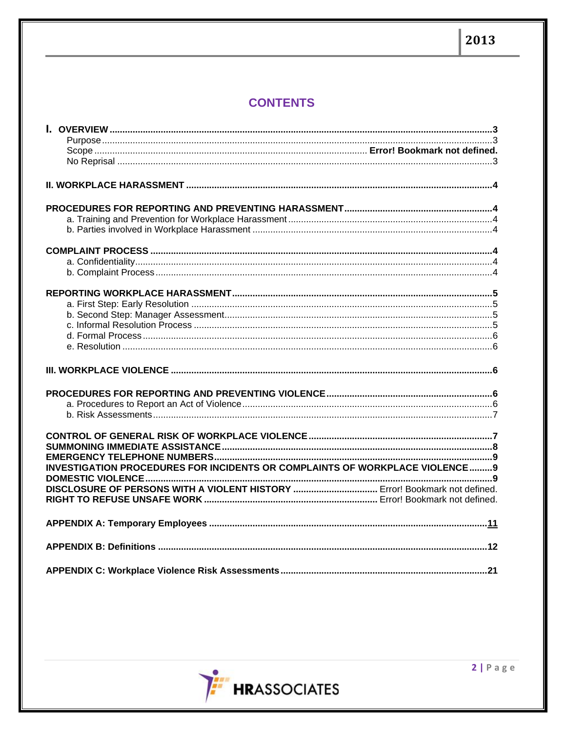# CONTENTS

**I. OVERVIEW** ..... **3**
- Purpose ..... 3
- Scope ..... **Error! Bookmark not defined.**
- No Reprisal ..... 3

**II. WORKPLACE HARASSMENT** ..... **4**

**PROCEDURES FOR REPORTING AND PREVENTING HARASSMENT** ..... **4**
- a. Training and Prevention for Workplace Harassment ..... 4
- b. Parties involved in Workplace Harassment ..... 4

**COMPLAINT PROCESS** ..... **4**
- a. Confidentiality ..... 4
- b. Complaint Process ..... 4

**REPORTING WORKPLACE HARASSMENT** ..... **5**
- a. First Step: Early Resolution ..... 5
- b. Second Step: Manager Assessment ..... 5
- c. Informal Resolution Process ..... 5
- d. Formal Process ..... 6
- e. Resolution ..... 6

**III. WORKPLACE VIOLENCE** ..... **6**

**PROCEDURES FOR REPORTING AND PREVENTING VIOLENCE** ..... **6**
- a. Procedures to Report an Act of Violence ..... 6
- b. Risk Assessments ..... 7

**CONTROL OF GENERAL RISK OF WORKPLACE VIOLENCE** ..... **7**
**SUMMONING IMMEDIATE ASSISTANCE** ..... **8**
**EMERGENCY TELEPHONE NUMBERS** ..... **9**
**INVESTIGATION PROCEDURES FOR INCIDENTS OR COMPLAINTS OF WORKPLACE VIOLENCE** ..... **9**
**DOMESTIC VIOLENCE** ..... **9**
**DISCLOSURE OF PERSONS WITH A VIOLENT HISTORY** ..... Error! Bookmark not defined.
**RIGHT TO REFUSE UNSAFE WORK** ..... Error! Bookmark not defined.

**APPENDIX A: Temporary Employees** ..... **11**

**APPENDIX B: Definitions** ..... **12**

**APPENDIX C: Workplace Violence Risk Assessments** ..... **21**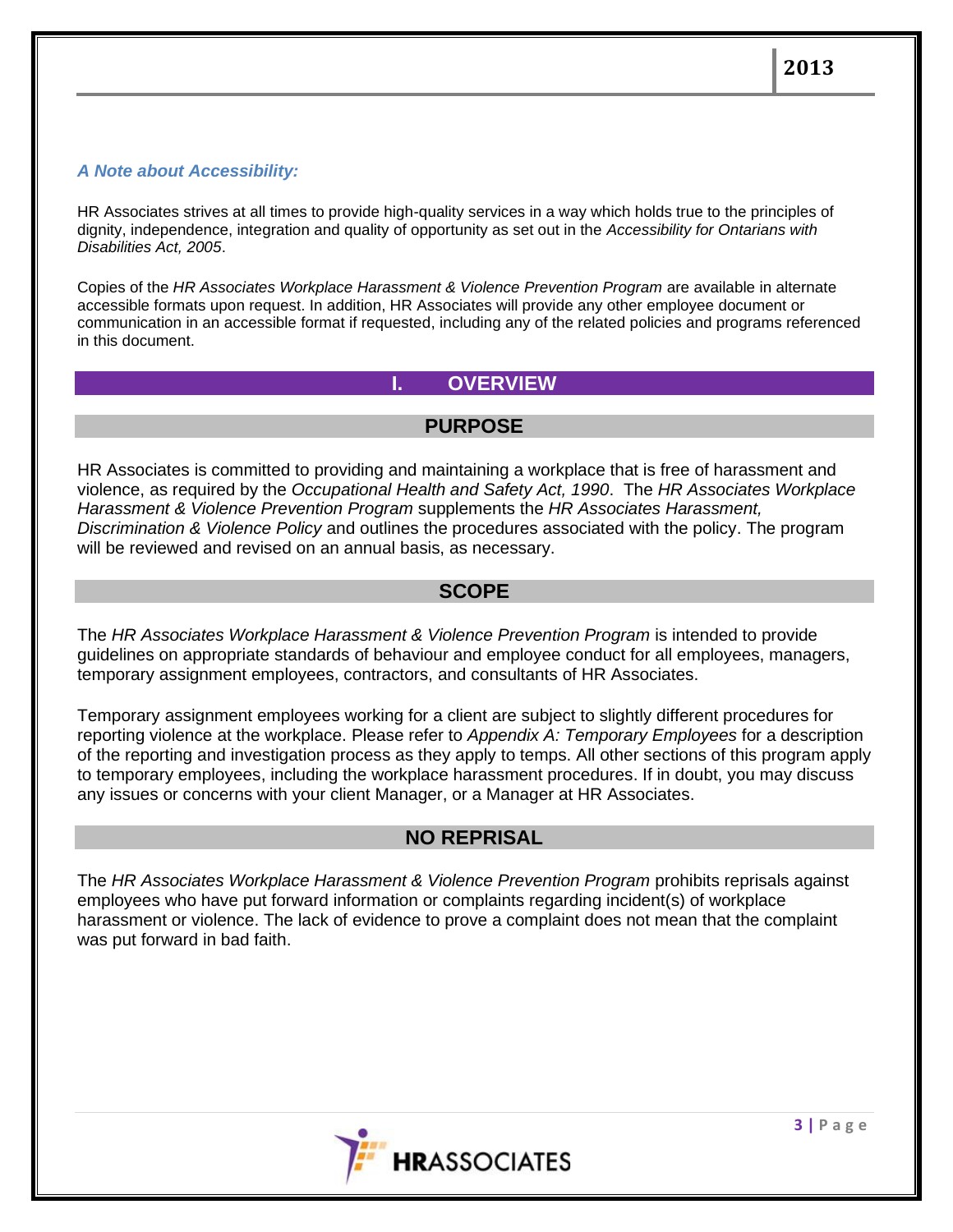*A Note about Accessibility:*

HR Associates strives at all times to provide high-quality services in a way which holds true to the principles of dignity, independence, integration and quality of opportunity as set out in the *Accessibility for Ontarians with Disabilities Act, 2005*.

Copies of the *HR Associates Workplace Harassment & Violence Prevention Program* are available in alternate accessible formats upon request. In addition, HR Associates will provide any other employee document or communication in an accessible format if requested, including any of the related policies and programs referenced in this document.

# I. OVERVIEW

## PURPOSE

HR Associates is committed to providing and maintaining a workplace that is free of harassment and violence, as required by the *Occupational Health and Safety Act, 1990*. The *HR Associates Workplace Harassment & Violence Prevention Program* supplements the *HR Associates Harassment, Discrimination & Violence Policy* and outlines the procedures associated with the policy. The program will be reviewed and revised on an annual basis, as necessary.

## SCOPE

The *HR Associates Workplace Harassment & Violence Prevention Program* is intended to provide guidelines on appropriate standards of behaviour and employee conduct for all employees, managers, temporary assignment employees, contractors, and consultants of HR Associates.

Temporary assignment employees working for a client are subject to slightly different procedures for reporting violence at the workplace. Please refer to *Appendix A: Temporary Employees* for a description of the reporting and investigation process as they apply to temps. All other sections of this program apply to temporary employees, including the workplace harassment procedures. If in doubt, you may discuss any issues or concerns with your client Manager, or a Manager at HR Associates.

## NO REPRISAL

The *HR Associates Workplace Harassment & Violence Prevention Program* prohibits reprisals against employees who have put forward information or complaints regarding incident(s) of workplace harassment or violence. The lack of evidence to prove a complaint does not mean that the complaint was put forward in bad faith.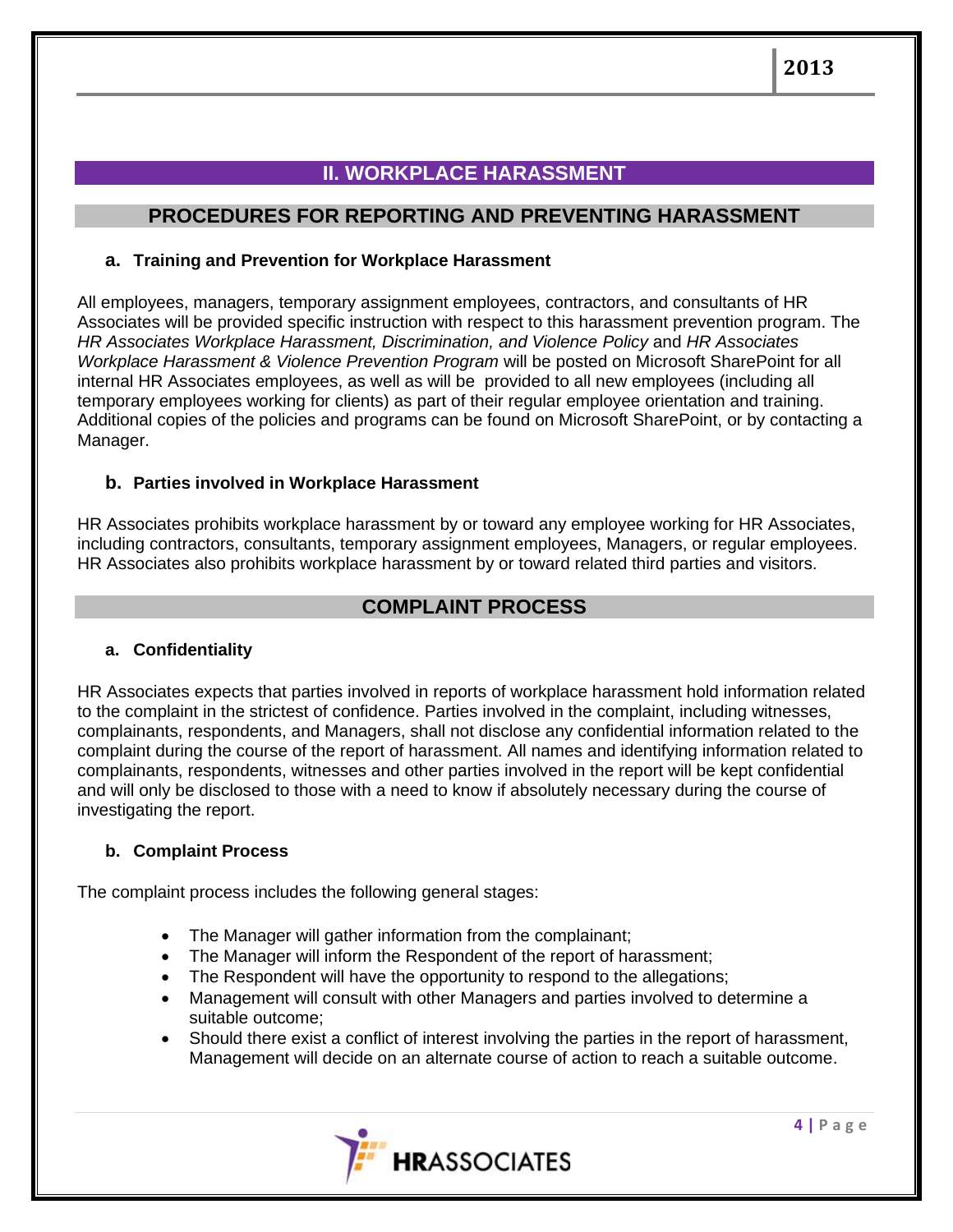## II. WORKPLACE HARASSMENT

### PROCEDURES FOR REPORTING AND PREVENTING HARASSMENT

#### a. Training and Prevention for Workplace Harassment

All employees, managers, temporary assignment employees, contractors, and consultants of HR Associates will be provided specific instruction with respect to this harassment prevention program. The *HR Associates Workplace Harassment, Discrimination, and Violence Policy* and *HR Associates Workplace Harassment & Violence Prevention Program* will be posted on Microsoft SharePoint for all internal HR Associates employees, as well as will be provided to all new employees (including all temporary employees working for clients) as part of their regular employee orientation and training. Additional copies of the policies and programs can be found on Microsoft SharePoint, or by contacting a Manager.

#### b. Parties involved in Workplace Harassment

HR Associates prohibits workplace harassment by or toward any employee working for HR Associates, including contractors, consultants, temporary assignment employees, Managers, or regular employees. HR Associates also prohibits workplace harassment by or toward related third parties and visitors.

### COMPLAINT PROCESS

#### a. Confidentiality

HR Associates expects that parties involved in reports of workplace harassment hold information related to the complaint in the strictest of confidence. Parties involved in the complaint, including witnesses, complainants, respondents, and Managers, shall not disclose any confidential information related to the complaint during the course of the report of harassment. All names and identifying information related to complainants, respondents, witnesses and other parties involved in the report will be kept confidential and will only be disclosed to those with a need to know if absolutely necessary during the course of investigating the report.

#### b. Complaint Process

The complaint process includes the following general stages:

- The Manager will gather information from the complainant;
- The Manager will inform the Respondent of the report of harassment;
- The Respondent will have the opportunity to respond to the allegations;
- Management will consult with other Managers and parties involved to determine a suitable outcome;
- Should there exist a conflict of interest involving the parties in the report of harassment, Management will decide on an alternate course of action to reach a suitable outcome.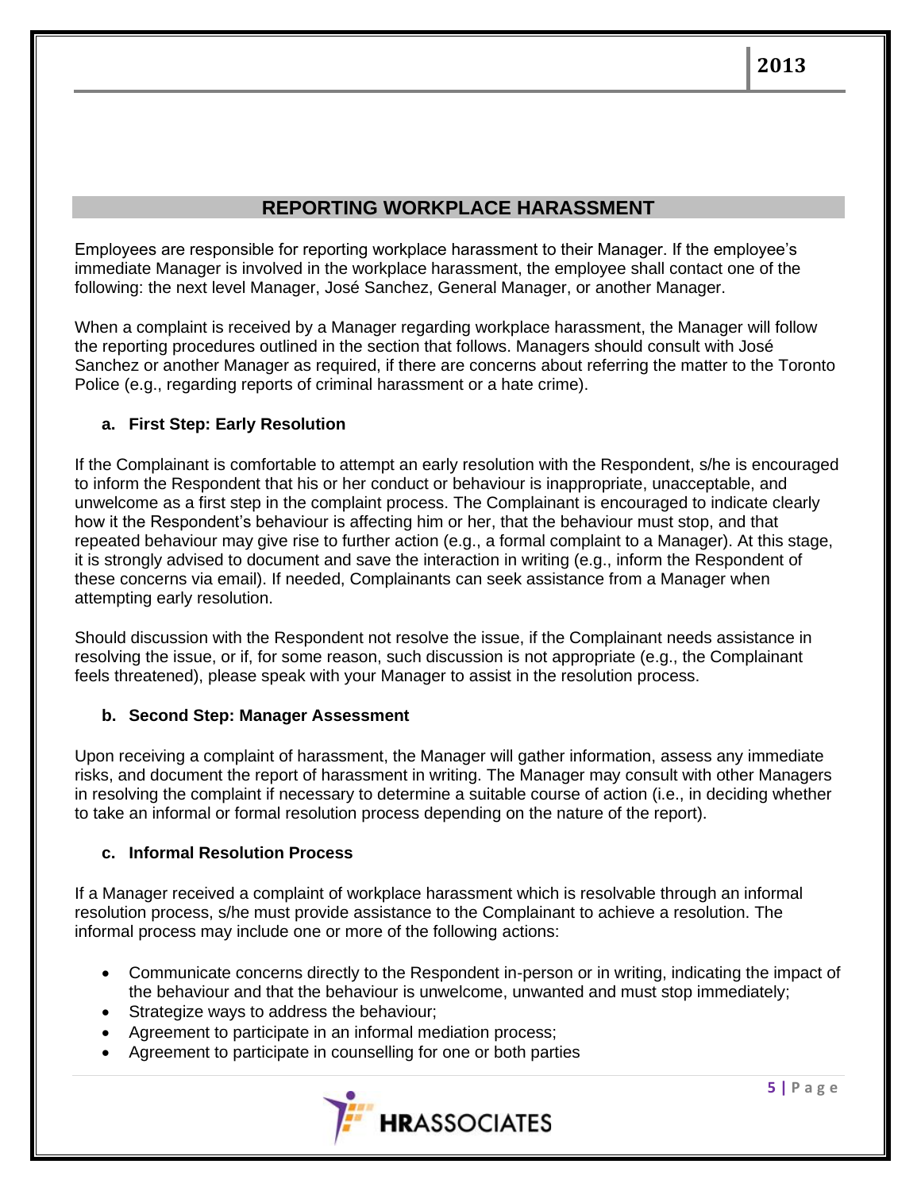## REPORTING WORKPLACE HARASSMENT

Employees are responsible for reporting workplace harassment to their Manager. If the employee's immediate Manager is involved in the workplace harassment, the employee shall contact one of the following: the next level Manager, José Sanchez, General Manager, or another Manager.

When a complaint is received by a Manager regarding workplace harassment, the Manager will follow the reporting procedures outlined in the section that follows. Managers should consult with José Sanchez or another Manager as required, if there are concerns about referring the matter to the Toronto Police (e.g., regarding reports of criminal harassment or a hate crime).

### a. First Step: Early Resolution

If the Complainant is comfortable to attempt an early resolution with the Respondent, s/he is encouraged to inform the Respondent that his or her conduct or behaviour is inappropriate, unacceptable, and unwelcome as a first step in the complaint process. The Complainant is encouraged to indicate clearly how it the Respondent's behaviour is affecting him or her, that the behaviour must stop, and that repeated behaviour may give rise to further action (e.g., a formal complaint to a Manager). At this stage, it is strongly advised to document and save the interaction in writing (e.g., inform the Respondent of these concerns via email). If needed, Complainants can seek assistance from a Manager when attempting early resolution.

Should discussion with the Respondent not resolve the issue, if the Complainant needs assistance in resolving the issue, or if, for some reason, such discussion is not appropriate (e.g., the Complainant feels threatened), please speak with your Manager to assist in the resolution process.

### b. Second Step: Manager Assessment

Upon receiving a complaint of harassment, the Manager will gather information, assess any immediate risks, and document the report of harassment in writing. The Manager may consult with other Managers in resolving the complaint if necessary to determine a suitable course of action (i.e., in deciding whether to take an informal or formal resolution process depending on the nature of the report).

### c. Informal Resolution Process

If a Manager received a complaint of workplace harassment which is resolvable through an informal resolution process, s/he must provide assistance to the Complainant to achieve a resolution. The informal process may include one or more of the following actions:

- Communicate concerns directly to the Respondent in-person or in writing, indicating the impact of the behaviour and that the behaviour is unwelcome, unwanted and must stop immediately;
- Strategize ways to address the behaviour;
- Agreement to participate in an informal mediation process;
- Agreement to participate in counselling for one or both parties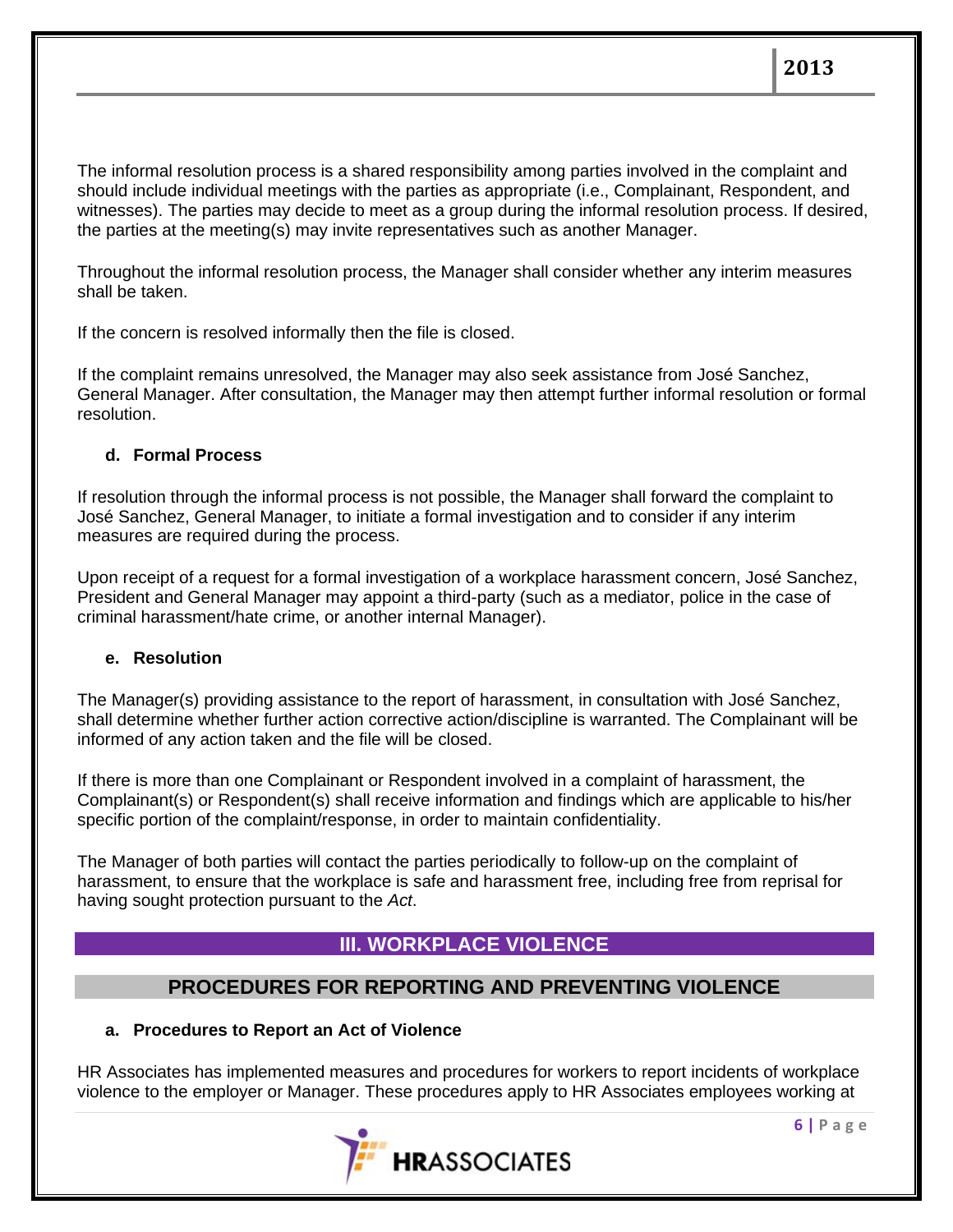The informal resolution process is a shared responsibility among parties involved in the complaint and should include individual meetings with the parties as appropriate (i.e., Complainant, Respondent, and witnesses). The parties may decide to meet as a group during the informal resolution process. If desired, the parties at the meeting(s) may invite representatives such as another Manager.

Throughout the informal resolution process, the Manager shall consider whether any interim measures shall be taken.

If the concern is resolved informally then the file is closed.

If the complaint remains unresolved, the Manager may also seek assistance from José Sanchez, General Manager. After consultation, the Manager may then attempt further informal resolution or formal resolution.

#### d. Formal Process

If resolution through the informal process is not possible, the Manager shall forward the complaint to José Sanchez, General Manager, to initiate a formal investigation and to consider if any interim measures are required during the process.

Upon receipt of a request for a formal investigation of a workplace harassment concern, José Sanchez, President and General Manager may appoint a third-party (such as a mediator, police in the case of criminal harassment/hate crime, or another internal Manager).

#### e. Resolution

The Manager(s) providing assistance to the report of harassment, in consultation with José Sanchez, shall determine whether further action corrective action/discipline is warranted. The Complainant will be informed of any action taken and the file will be closed.

If there is more than one Complainant or Respondent involved in a complaint of harassment, the Complainant(s) or Respondent(s) shall receive information and findings which are applicable to his/her specific portion of the complaint/response, in order to maintain confidentiality.

The Manager of both parties will contact the parties periodically to follow-up on the complaint of harassment, to ensure that the workplace is safe and harassment free, including free from reprisal for having sought protection pursuant to the *Act*.

## III. WORKPLACE VIOLENCE

### PROCEDURES FOR REPORTING AND PREVENTING VIOLENCE

#### a. Procedures to Report an Act of Violence

HR Associates has implemented measures and procedures for workers to report incidents of workplace violence to the employer or Manager. These procedures apply to HR Associates employees working at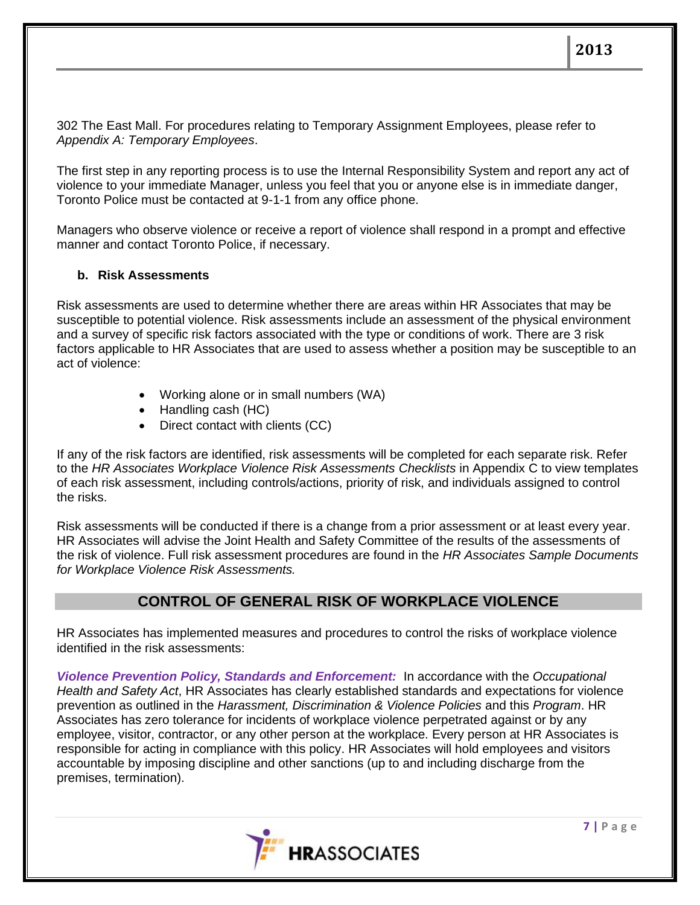302 The East Mall. For procedures relating to Temporary Assignment Employees, please refer to *Appendix A: Temporary Employees*.

The first step in any reporting process is to use the Internal Responsibility System and report any act of violence to your immediate Manager, unless you feel that you or anyone else is in immediate danger, Toronto Police must be contacted at 9-1-1 from any office phone.

Managers who observe violence or receive a report of violence shall respond in a prompt and effective manner and contact Toronto Police, if necessary.

### b. Risk Assessments

Risk assessments are used to determine whether there are areas within HR Associates that may be susceptible to potential violence. Risk assessments include an assessment of the physical environment and a survey of specific risk factors associated with the type or conditions of work. There are 3 risk factors applicable to HR Associates that are used to assess whether a position may be susceptible to an act of violence:

- Working alone or in small numbers (WA)
- Handling cash (HC)
- Direct contact with clients (CC)

If any of the risk factors are identified, risk assessments will be completed for each separate risk. Refer to the *HR Associates Workplace Violence Risk Assessments Checklists* in Appendix C to view templates of each risk assessment, including controls/actions, priority of risk, and individuals assigned to control the risks.

Risk assessments will be conducted if there is a change from a prior assessment or at least every year. HR Associates will advise the Joint Health and Safety Committee of the results of the assessments of the risk of violence. Full risk assessment procedures are found in the *HR Associates Sample Documents for Workplace Violence Risk Assessments.*

## CONTROL OF GENERAL RISK OF WORKPLACE VIOLENCE

HR Associates has implemented measures and procedures to control the risks of workplace violence identified in the risk assessments:

***Violence Prevention Policy, Standards and Enforcement:*** In accordance with the *Occupational Health and Safety Act*, HR Associates has clearly established standards and expectations for violence prevention as outlined in the *Harassment, Discrimination & Violence Policies* and this *Program*. HR Associates has zero tolerance for incidents of workplace violence perpetrated against or by any employee, visitor, contractor, or any other person at the workplace. Every person at HR Associates is responsible for acting in compliance with this policy. HR Associates will hold employees and visitors accountable by imposing discipline and other sanctions (up to and including discharge from the premises, termination).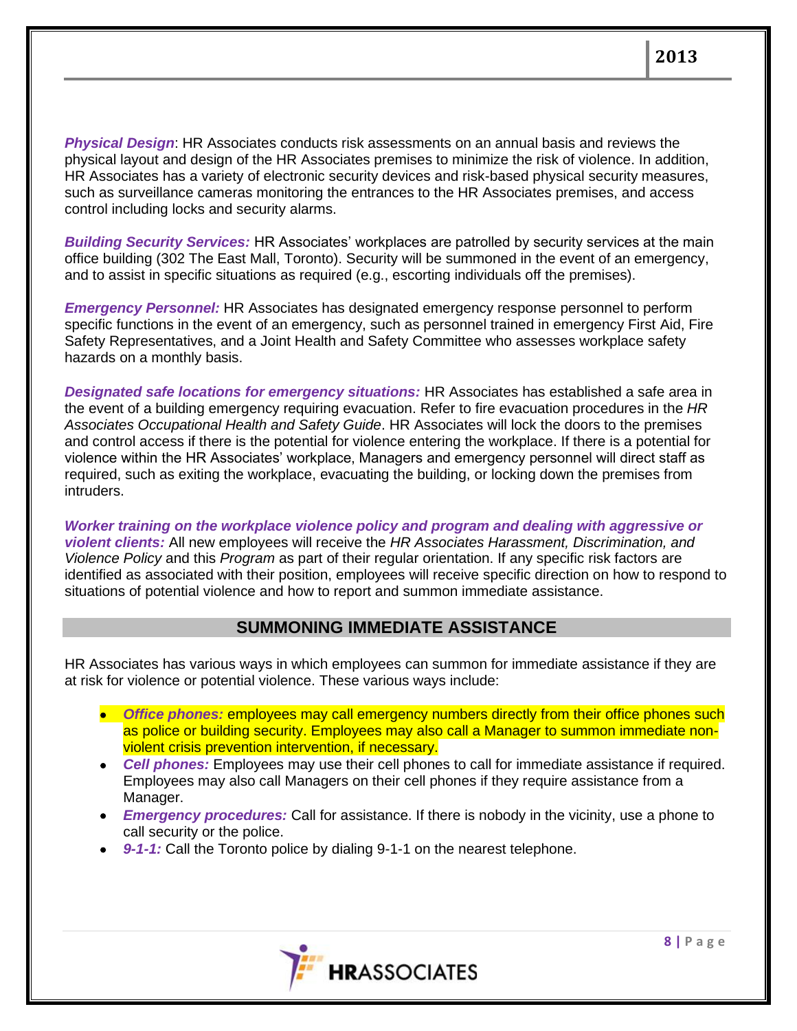***Physical Design***: HR Associates conducts risk assessments on an annual basis and reviews the physical layout and design of the HR Associates premises to minimize the risk of violence. In addition, HR Associates has a variety of electronic security devices and risk-based physical security measures, such as surveillance cameras monitoring the entrances to the HR Associates premises, and access control including locks and security alarms.

***Building Security Services:*** HR Associates' workplaces are patrolled by security services at the main office building (302 The East Mall, Toronto). Security will be summoned in the event of an emergency, and to assist in specific situations as required (e.g., escorting individuals off the premises).

***Emergency Personnel:*** HR Associates has designated emergency response personnel to perform specific functions in the event of an emergency, such as personnel trained in emergency First Aid, Fire Safety Representatives, and a Joint Health and Safety Committee who assesses workplace safety hazards on a monthly basis.

***Designated safe locations for emergency situations:*** HR Associates has established a safe area in the event of a building emergency requiring evacuation. Refer to fire evacuation procedures in the *HR Associates Occupational Health and Safety Guide*. HR Associates will lock the doors to the premises and control access if there is the potential for violence entering the workplace. If there is a potential for violence within the HR Associates' workplace, Managers and emergency personnel will direct staff as required, such as exiting the workplace, evacuating the building, or locking down the premises from intruders.

***Worker training on the workplace violence policy and program and dealing with aggressive or violent clients:*** All new employees will receive the *HR Associates Harassment, Discrimination, and Violence Policy* and this *Program* as part of their regular orientation. If any specific risk factors are identified as associated with their position, employees will receive specific direction on how to respond to situations of potential violence and how to report and summon immediate assistance.

## SUMMONING IMMEDIATE ASSISTANCE

HR Associates has various ways in which employees can summon for immediate assistance if they are at risk for violence or potential violence. These various ways include:

- ***Office phones:*** employees may call emergency numbers directly from their office phones such as police or building security. Employees may also call a Manager to summon immediate non-violent crisis prevention intervention, if necessary.
- ***Cell phones:*** Employees may use their cell phones to call for immediate assistance if required. Employees may also call Managers on their cell phones if they require assistance from a Manager.
- ***Emergency procedures:*** Call for assistance. If there is nobody in the vicinity, use a phone to call security or the police.
- ***9-1-1:*** Call the Toronto police by dialing 9-1-1 on the nearest telephone.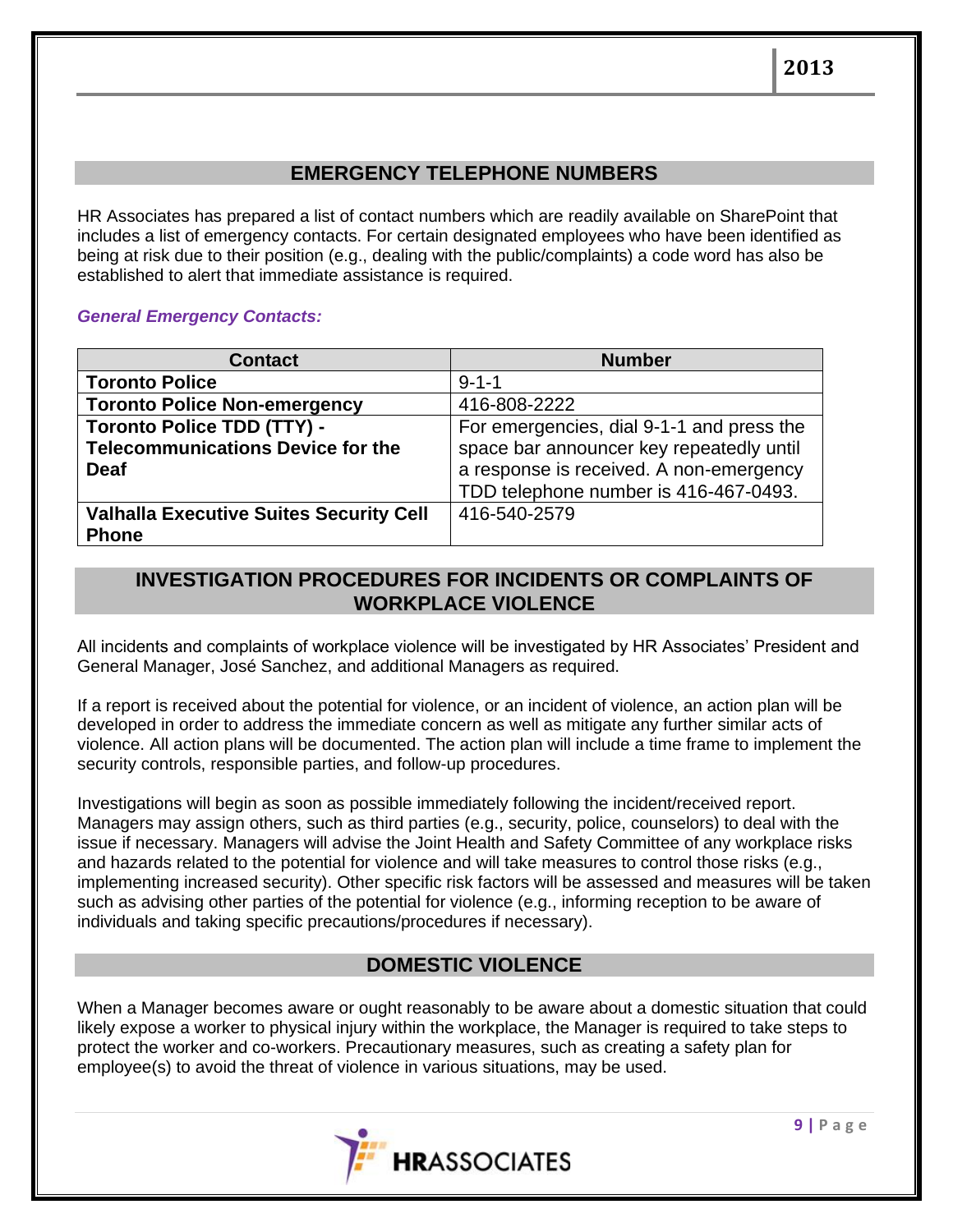## EMERGENCY TELEPHONE NUMBERS

HR Associates has prepared a list of contact numbers which are readily available on SharePoint that includes a list of emergency contacts. For certain designated employees who have been identified as being at risk due to their position (e.g., dealing with the public/complaints) a code word has also be established to alert that immediate assistance is required.

***General Emergency Contacts:***

| Contact | Number |
| --- | --- |
| **Toronto Police** | 9-1-1 |
| **Toronto Police Non-emergency** | 416-808-2222 |
| **Toronto Police TDD (TTY) - Telecommunications Device for the Deaf** | For emergencies, dial 9-1-1 and press the space bar announcer key repeatedly until a response is received. A non-emergency TDD telephone number is 416-467-0493. |
| **Valhalla Executive Suites Security Cell Phone** | 416-540-2579 |

## INVESTIGATION PROCEDURES FOR INCIDENTS OR COMPLAINTS OF WORKPLACE VIOLENCE

All incidents and complaints of workplace violence will be investigated by HR Associates' President and General Manager, José Sanchez, and additional Managers as required.

If a report is received about the potential for violence, or an incident of violence, an action plan will be developed in order to address the immediate concern as well as mitigate any further similar acts of violence. All action plans will be documented. The action plan will include a time frame to implement the security controls, responsible parties, and follow-up procedures.

Investigations will begin as soon as possible immediately following the incident/received report. Managers may assign others, such as third parties (e.g., security, police, counselors) to deal with the issue if necessary. Managers will advise the Joint Health and Safety Committee of any workplace risks and hazards related to the potential for violence and will take measures to control those risks (e.g., implementing increased security). Other specific risk factors will be assessed and measures will be taken such as advising other parties of the potential for violence (e.g., informing reception to be aware of individuals and taking specific precautions/procedures if necessary).

## DOMESTIC VIOLENCE

When a Manager becomes aware or ought reasonably to be aware about a domestic situation that could likely expose a worker to physical injury within the workplace, the Manager is required to take steps to protect the worker and co-workers. Precautionary measures, such as creating a safety plan for employee(s) to avoid the threat of violence in various situations, may be used.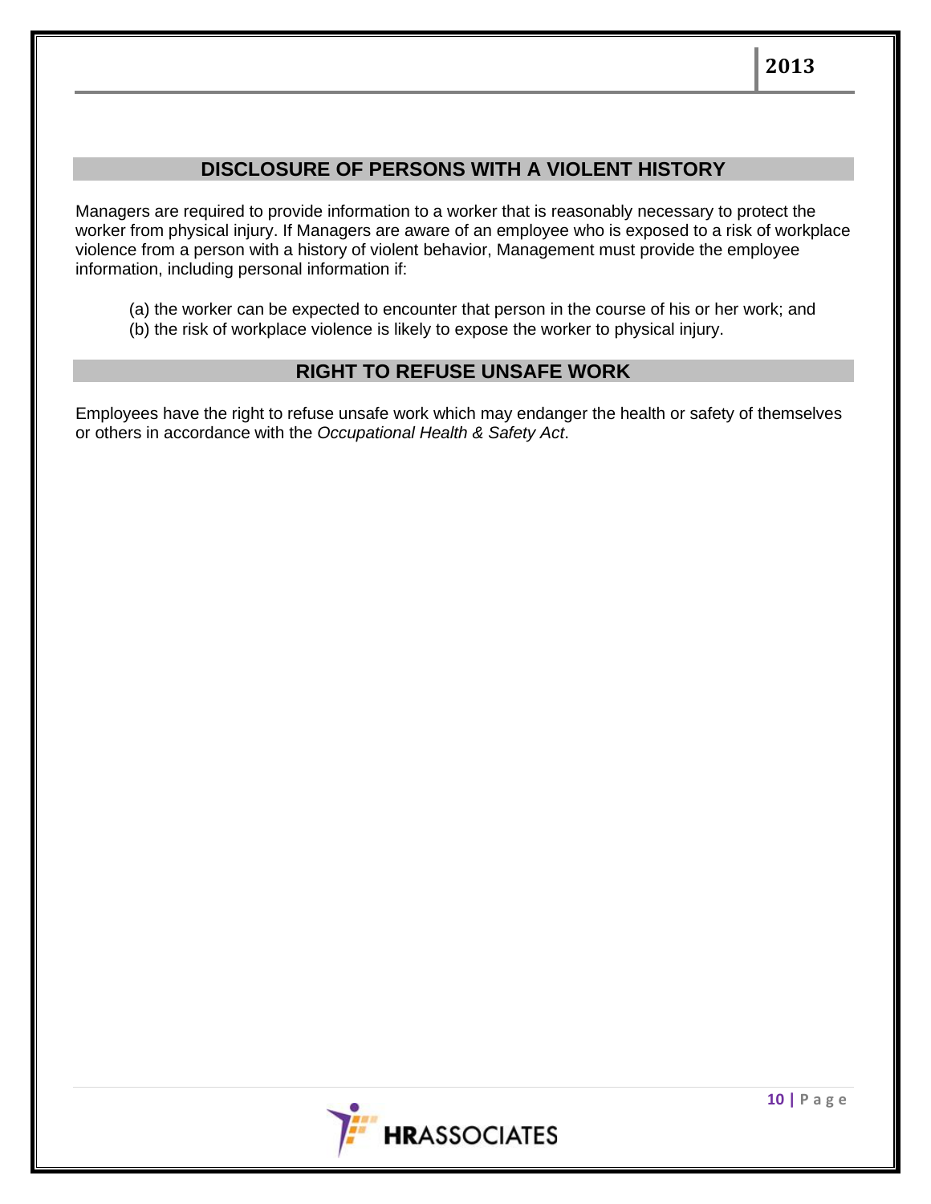## DISCLOSURE OF PERSONS WITH A VIOLENT HISTORY

Managers are required to provide information to a worker that is reasonably necessary to protect the worker from physical injury. If Managers are aware of an employee who is exposed to a risk of workplace violence from a person with a history of violent behavior, Management must provide the employee information, including personal information if:

(a) the worker can be expected to encounter that person in the course of his or her work; and
(b) the risk of workplace violence is likely to expose the worker to physical injury.

## RIGHT TO REFUSE UNSAFE WORK

Employees have the right to refuse unsafe work which may endanger the health or safety of themselves or others in accordance with the *Occupational Health & Safety Act*.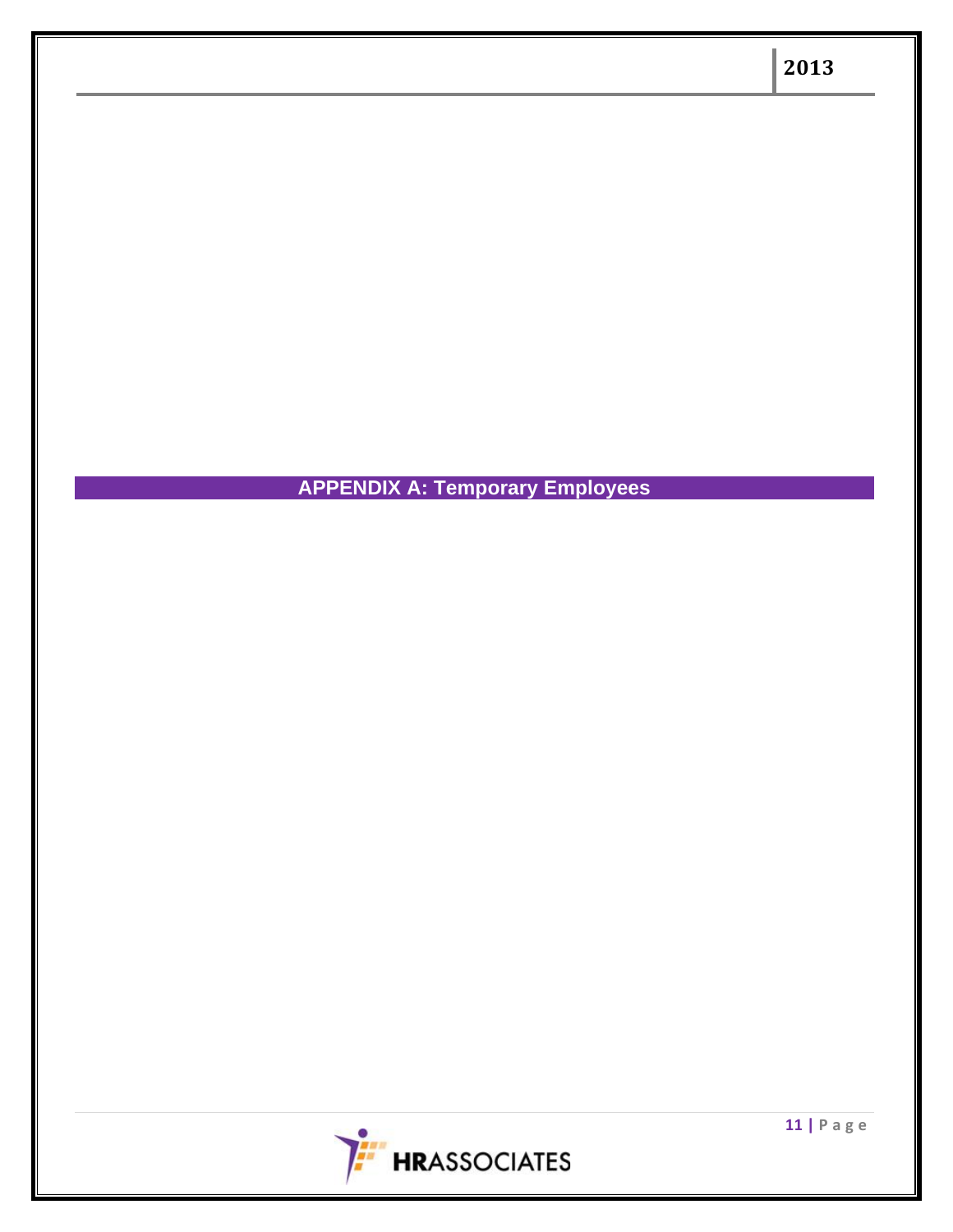# APPENDIX A: Temporary Employees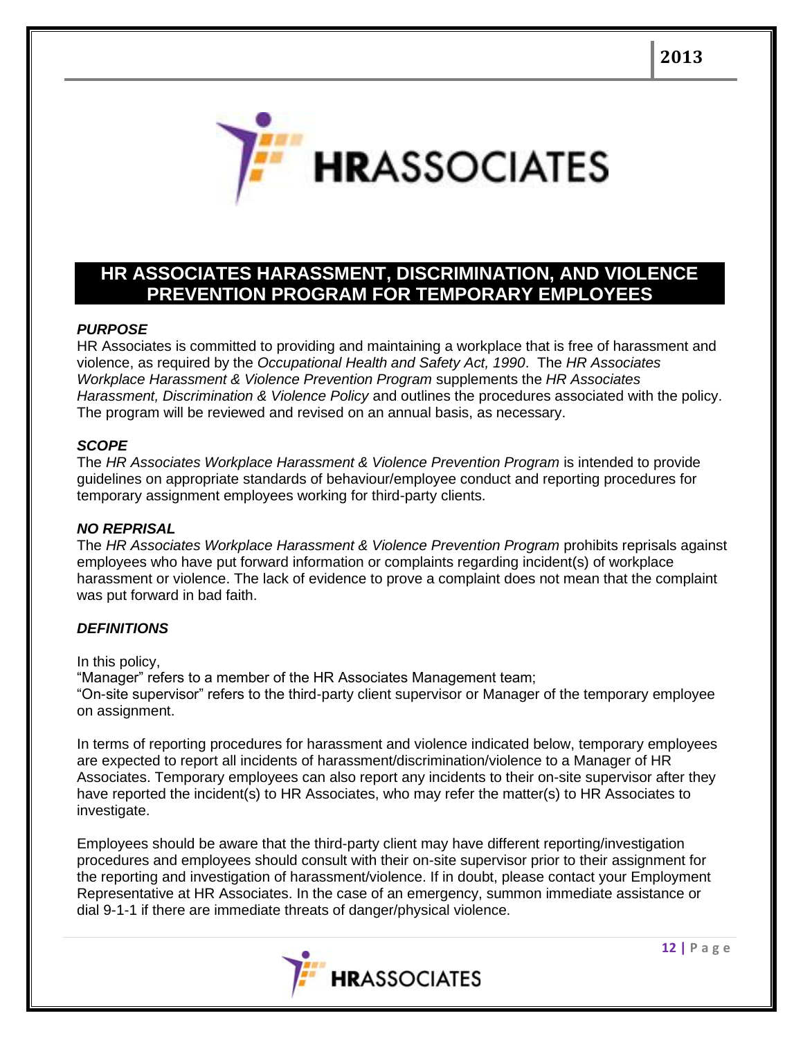# HR ASSOCIATES HARASSMENT, DISCRIMINATION, AND VIOLENCE PREVENTION PROGRAM FOR TEMPORARY EMPLOYEES

### *PURPOSE*

HR Associates is committed to providing and maintaining a workplace that is free of harassment and violence, as required by the *Occupational Health and Safety Act, 1990*. The *HR Associates Workplace Harassment & Violence Prevention Program* supplements the *HR Associates Harassment, Discrimination & Violence Policy* and outlines the procedures associated with the policy. The program will be reviewed and revised on an annual basis, as necessary.

### *SCOPE*

The *HR Associates Workplace Harassment & Violence Prevention Program* is intended to provide guidelines on appropriate standards of behaviour/employee conduct and reporting procedures for temporary assignment employees working for third-party clients.

### *NO REPRISAL*

The *HR Associates Workplace Harassment & Violence Prevention Program* prohibits reprisals against employees who have put forward information or complaints regarding incident(s) of workplace harassment or violence. The lack of evidence to prove a complaint does not mean that the complaint was put forward in bad faith.

### *DEFINITIONS*

In this policy,
"Manager" refers to a member of the HR Associates Management team;
"On-site supervisor" refers to the third-party client supervisor or Manager of the temporary employee on assignment.

In terms of reporting procedures for harassment and violence indicated below, temporary employees are expected to report all incidents of harassment/discrimination/violence to a Manager of HR Associates. Temporary employees can also report any incidents to their on-site supervisor after they have reported the incident(s) to HR Associates, who may refer the matter(s) to HR Associates to investigate.

Employees should be aware that the third-party client may have different reporting/investigation procedures and employees should consult with their on-site supervisor prior to their assignment for the reporting and investigation of harassment/violence. If in doubt, please contact your Employment Representative at HR Associates. In the case of an emergency, summon immediate assistance or dial 9-1-1 if there are immediate threats of danger/physical violence.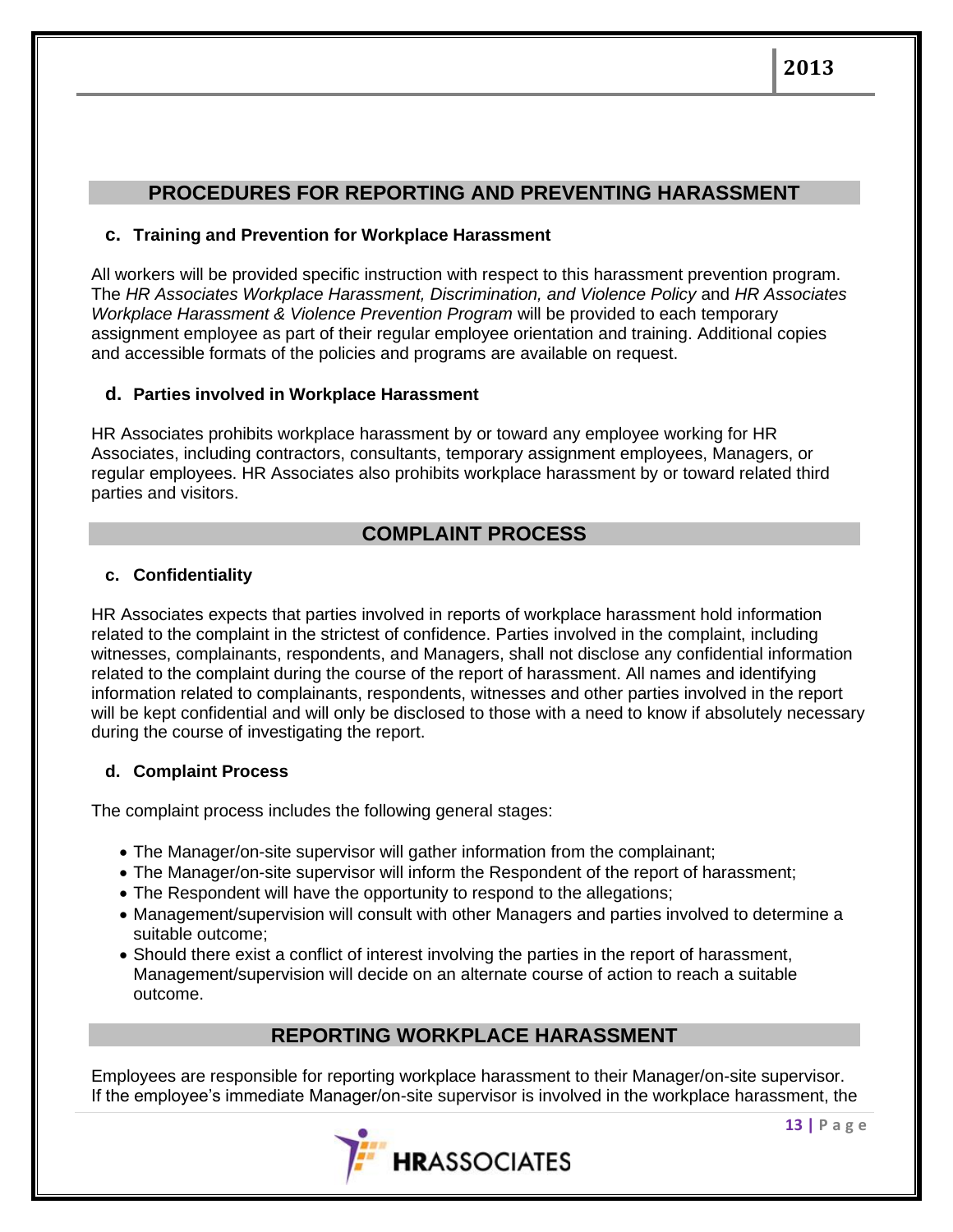## PROCEDURES FOR REPORTING AND PREVENTING HARASSMENT

### c. Training and Prevention for Workplace Harassment

All workers will be provided specific instruction with respect to this harassment prevention program. The *HR Associates Workplace Harassment, Discrimination, and Violence Policy* and *HR Associates Workplace Harassment & Violence Prevention Program* will be provided to each temporary assignment employee as part of their regular employee orientation and training. Additional copies and accessible formats of the policies and programs are available on request.

### d. Parties involved in Workplace Harassment

HR Associates prohibits workplace harassment by or toward any employee working for HR Associates, including contractors, consultants, temporary assignment employees, Managers, or regular employees. HR Associates also prohibits workplace harassment by or toward related third parties and visitors.

## COMPLAINT PROCESS

### c. Confidentiality

HR Associates expects that parties involved in reports of workplace harassment hold information related to the complaint in the strictest of confidence. Parties involved in the complaint, including witnesses, complainants, respondents, and Managers, shall not disclose any confidential information related to the complaint during the course of the report of harassment. All names and identifying information related to complainants, respondents, witnesses and other parties involved in the report will be kept confidential and will only be disclosed to those with a need to know if absolutely necessary during the course of investigating the report.

### d. Complaint Process

The complaint process includes the following general stages:

- The Manager/on-site supervisor will gather information from the complainant;
- The Manager/on-site supervisor will inform the Respondent of the report of harassment;
- The Respondent will have the opportunity to respond to the allegations;
- Management/supervision will consult with other Managers and parties involved to determine a suitable outcome;
- Should there exist a conflict of interest involving the parties in the report of harassment, Management/supervision will decide on an alternate course of action to reach a suitable outcome.

## REPORTING WORKPLACE HARASSMENT

Employees are responsible for reporting workplace harassment to their Manager/on-site supervisor. If the employee's immediate Manager/on-site supervisor is involved in the workplace harassment, the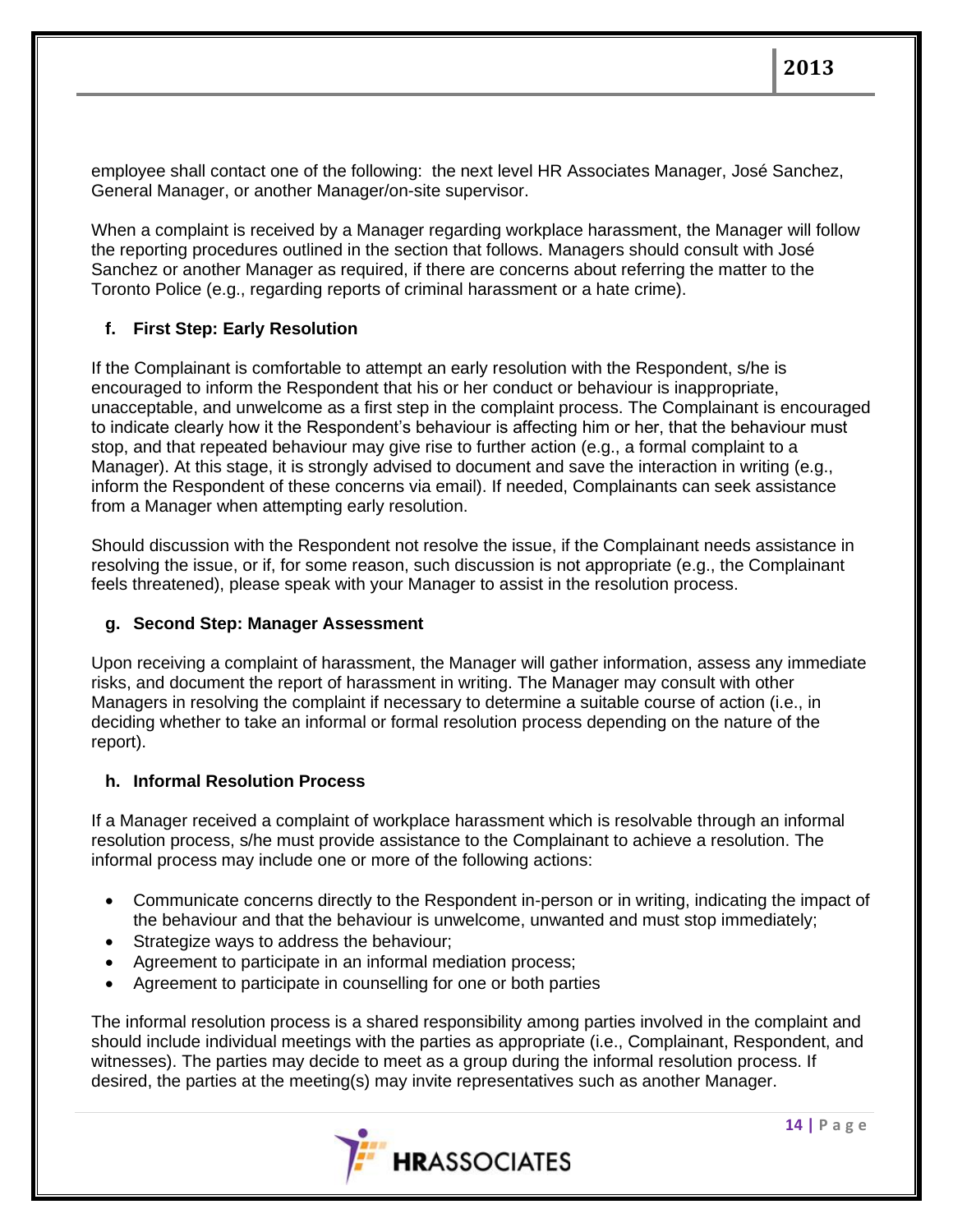employee shall contact one of the following: the next level HR Associates Manager, José Sanchez, General Manager, or another Manager/on-site supervisor.

When a complaint is received by a Manager regarding workplace harassment, the Manager will follow the reporting procedures outlined in the section that follows. Managers should consult with José Sanchez or another Manager as required, if there are concerns about referring the matter to the Toronto Police (e.g., regarding reports of criminal harassment or a hate crime).

### f. First Step: Early Resolution

If the Complainant is comfortable to attempt an early resolution with the Respondent, s/he is encouraged to inform the Respondent that his or her conduct or behaviour is inappropriate, unacceptable, and unwelcome as a first step in the complaint process. The Complainant is encouraged to indicate clearly how it the Respondent's behaviour is affecting him or her, that the behaviour must stop, and that repeated behaviour may give rise to further action (e.g., a formal complaint to a Manager). At this stage, it is strongly advised to document and save the interaction in writing (e.g., inform the Respondent of these concerns via email). If needed, Complainants can seek assistance from a Manager when attempting early resolution.

Should discussion with the Respondent not resolve the issue, if the Complainant needs assistance in resolving the issue, or if, for some reason, such discussion is not appropriate (e.g., the Complainant feels threatened), please speak with your Manager to assist in the resolution process.

### g. Second Step: Manager Assessment

Upon receiving a complaint of harassment, the Manager will gather information, assess any immediate risks, and document the report of harassment in writing. The Manager may consult with other Managers in resolving the complaint if necessary to determine a suitable course of action (i.e., in deciding whether to take an informal or formal resolution process depending on the nature of the report).

### h. Informal Resolution Process

If a Manager received a complaint of workplace harassment which is resolvable through an informal resolution process, s/he must provide assistance to the Complainant to achieve a resolution. The informal process may include one or more of the following actions:

- Communicate concerns directly to the Respondent in-person or in writing, indicating the impact of the behaviour and that the behaviour is unwelcome, unwanted and must stop immediately;
- Strategize ways to address the behaviour;
- Agreement to participate in an informal mediation process;
- Agreement to participate in counselling for one or both parties

The informal resolution process is a shared responsibility among parties involved in the complaint and should include individual meetings with the parties as appropriate (i.e., Complainant, Respondent, and witnesses). The parties may decide to meet as a group during the informal resolution process. If desired, the parties at the meeting(s) may invite representatives such as another Manager.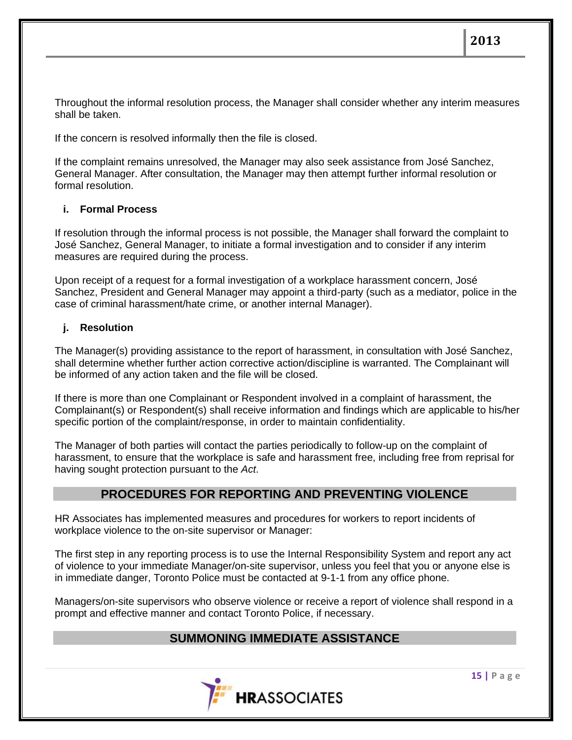Throughout the informal resolution process, the Manager shall consider whether any interim measures shall be taken.

If the concern is resolved informally then the file is closed.

If the complaint remains unresolved, the Manager may also seek assistance from José Sanchez, General Manager. After consultation, the Manager may then attempt further informal resolution or formal resolution.

**i. Formal Process**

If resolution through the informal process is not possible, the Manager shall forward the complaint to José Sanchez, General Manager, to initiate a formal investigation and to consider if any interim measures are required during the process.

Upon receipt of a request for a formal investigation of a workplace harassment concern, José Sanchez, President and General Manager may appoint a third-party (such as a mediator, police in the case of criminal harassment/hate crime, or another internal Manager).

**j. Resolution**

The Manager(s) providing assistance to the report of harassment, in consultation with José Sanchez, shall determine whether further action corrective action/discipline is warranted. The Complainant will be informed of any action taken and the file will be closed.

If there is more than one Complainant or Respondent involved in a complaint of harassment, the Complainant(s) or Respondent(s) shall receive information and findings which are applicable to his/her specific portion of the complaint/response, in order to maintain confidentiality.

The Manager of both parties will contact the parties periodically to follow-up on the complaint of harassment, to ensure that the workplace is safe and harassment free, including free from reprisal for having sought protection pursuant to the *Act*.

## PROCEDURES FOR REPORTING AND PREVENTING VIOLENCE

HR Associates has implemented measures and procedures for workers to report incidents of workplace violence to the on-site supervisor or Manager:

The first step in any reporting process is to use the Internal Responsibility System and report any act of violence to your immediate Manager/on-site supervisor, unless you feel that you or anyone else is in immediate danger, Toronto Police must be contacted at 9-1-1 from any office phone.

Managers/on-site supervisors who observe violence or receive a report of violence shall respond in a prompt and effective manner and contact Toronto Police, if necessary.

## SUMMONING IMMEDIATE ASSISTANCE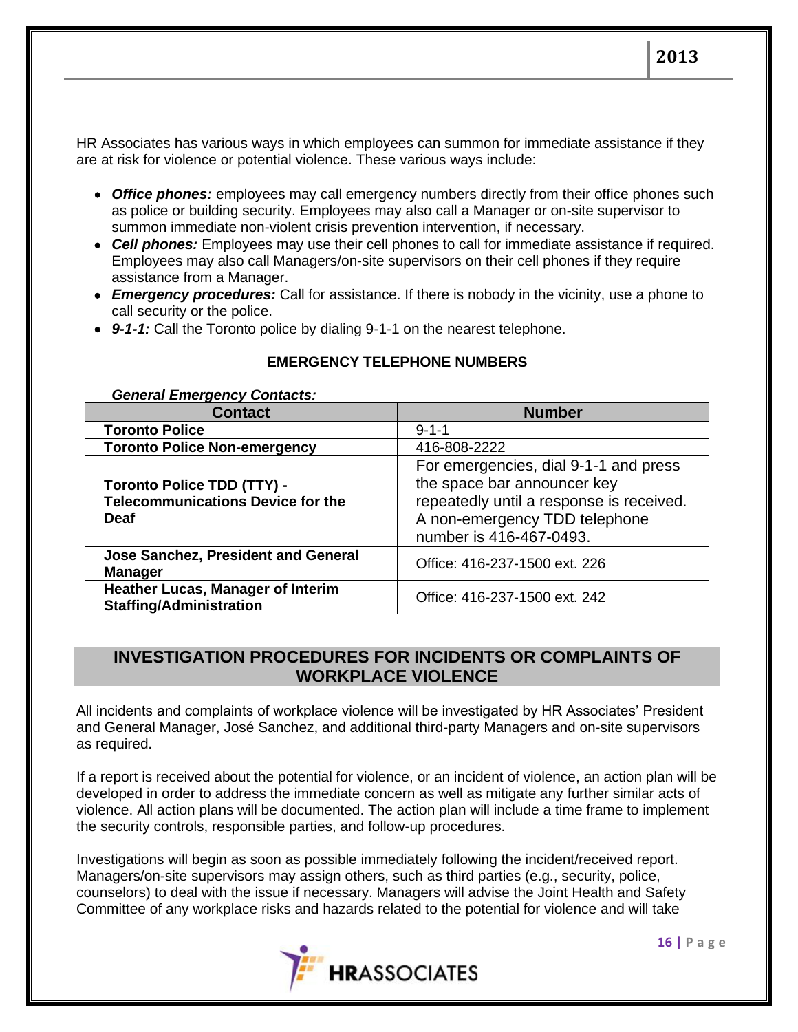HR Associates has various ways in which employees can summon for immediate assistance if they are at risk for violence or potential violence. These various ways include:

- ***Office phones:*** employees may call emergency numbers directly from their office phones such as police or building security. Employees may also call a Manager or on-site supervisor to summon immediate non-violent crisis prevention intervention, if necessary.
- ***Cell phones:*** Employees may use their cell phones to call for immediate assistance if required. Employees may also call Managers/on-site supervisors on their cell phones if they require assistance from a Manager.
- ***Emergency procedures:*** Call for assistance. If there is nobody in the vicinity, use a phone to call security or the police.
- ***9-1-1:*** Call the Toronto police by dialing 9-1-1 on the nearest telephone.

**EMERGENCY TELEPHONE NUMBERS**

***General Emergency Contacts:***

| Contact | Number |
|---|---|
| **Toronto Police** | 9-1-1 |
| **Toronto Police Non-emergency** | 416-808-2222 |
| **Toronto Police TDD (TTY) - Telecommunications Device for the Deaf** | For emergencies, dial 9-1-1 and press the space bar announcer key repeatedly until a response is received. A non-emergency TDD telephone number is 416-467-0493. |
| **Jose Sanchez, President and General Manager** | Office: 416-237-1500 ext. 226 |
| **Heather Lucas, Manager of Interim Staffing/Administration** | Office: 416-237-1500 ext. 242 |

## INVESTIGATION PROCEDURES FOR INCIDENTS OR COMPLAINTS OF WORKPLACE VIOLENCE

All incidents and complaints of workplace violence will be investigated by HR Associates' President and General Manager, José Sanchez, and additional third-party Managers and on-site supervisors as required.

If a report is received about the potential for violence, or an incident of violence, an action plan will be developed in order to address the immediate concern as well as mitigate any further similar acts of violence. All action plans will be documented. The action plan will include a time frame to implement the security controls, responsible parties, and follow-up procedures.

Investigations will begin as soon as possible immediately following the incident/received report. Managers/on-site supervisors may assign others, such as third parties (e.g., security, police, counselors) to deal with the issue if necessary. Managers will advise the Joint Health and Safety Committee of any workplace risks and hazards related to the potential for violence and will take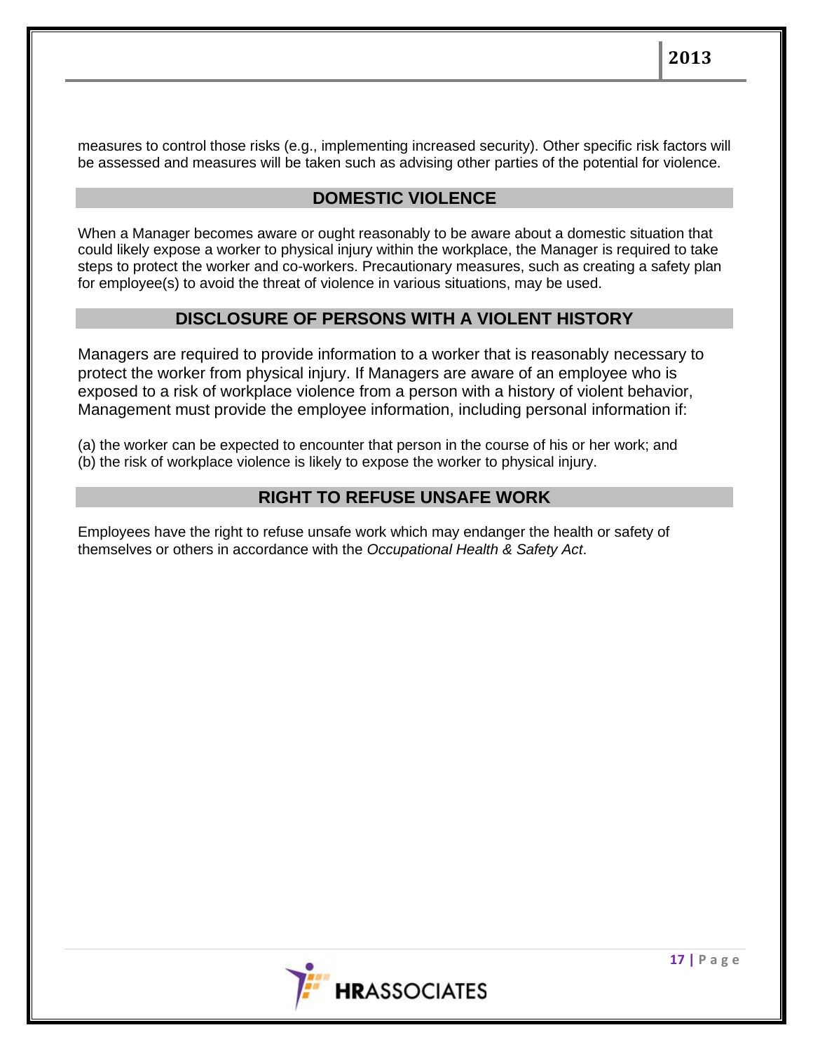measures to control those risks (e.g., implementing increased security). Other specific risk factors will be assessed and measures will be taken such as advising other parties of the potential for violence.

## DOMESTIC VIOLENCE

When a Manager becomes aware or ought reasonably to be aware about a domestic situation that could likely expose a worker to physical injury within the workplace, the Manager is required to take steps to protect the worker and co-workers. Precautionary measures, such as creating a safety plan for employee(s) to avoid the threat of violence in various situations, may be used.

## DISCLOSURE OF PERSONS WITH A VIOLENT HISTORY

Managers are required to provide information to a worker that is reasonably necessary to protect the worker from physical injury. If Managers are aware of an employee who is exposed to a risk of workplace violence from a person with a history of violent behavior, Management must provide the employee information, including personal information if:

(a) the worker can be expected to encounter that person in the course of his or her work; and
(b) the risk of workplace violence is likely to expose the worker to physical injury.

## RIGHT TO REFUSE UNSAFE WORK

Employees have the right to refuse unsafe work which may endanger the health or safety of themselves or others in accordance with the *Occupational Health & Safety Act*.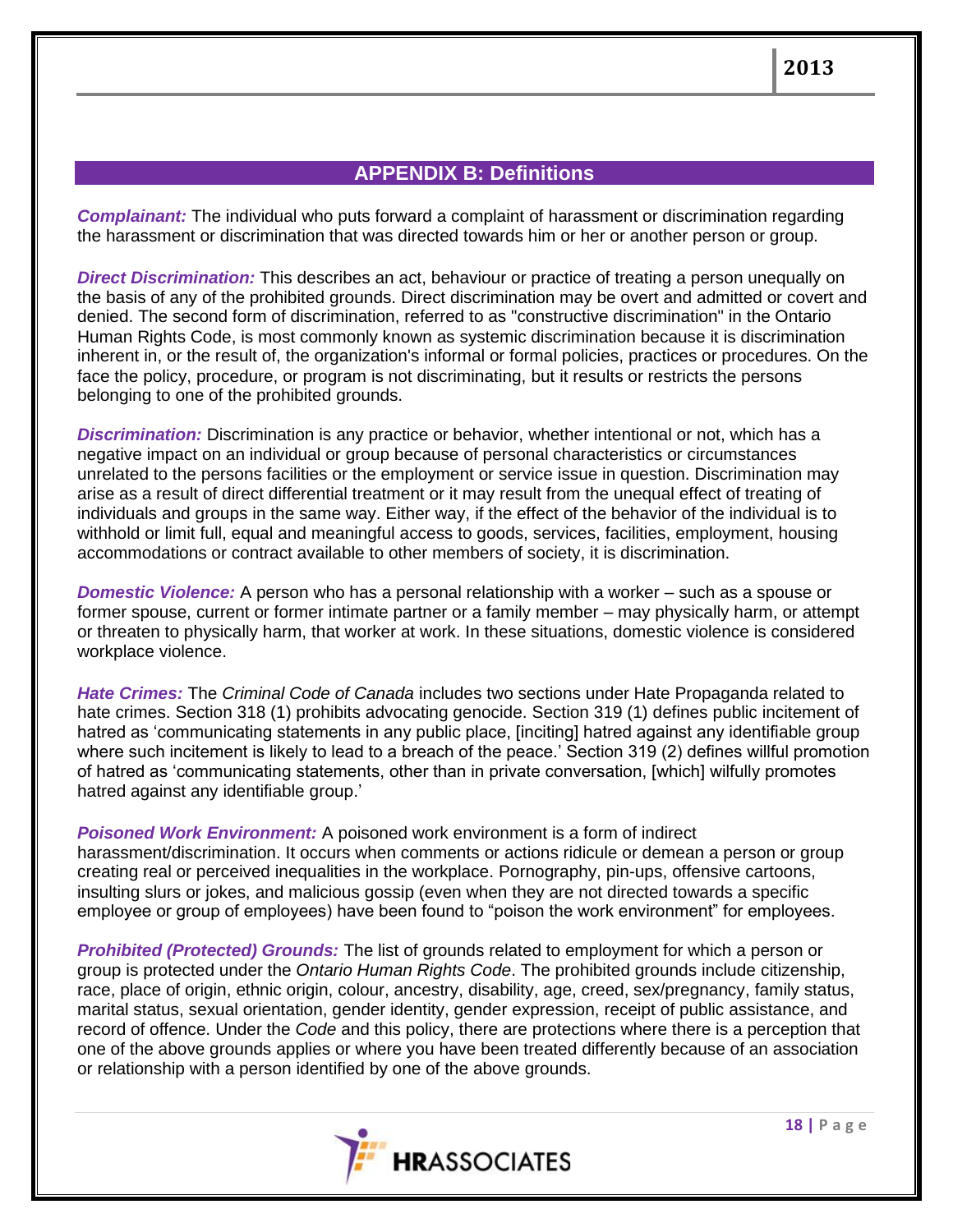## APPENDIX B: Definitions

***Complainant:*** The individual who puts forward a complaint of harassment or discrimination regarding the harassment or discrimination that was directed towards him or her or another person or group.

***Direct Discrimination:*** This describes an act, behaviour or practice of treating a person unequally on the basis of any of the prohibited grounds. Direct discrimination may be overt and admitted or covert and denied. The second form of discrimination, referred to as "constructive discrimination" in the Ontario Human Rights Code, is most commonly known as systemic discrimination because it is discrimination inherent in, or the result of, the organization's informal or formal policies, practices or procedures. On the face the policy, procedure, or program is not discriminating, but it results or restricts the persons belonging to one of the prohibited grounds.

***Discrimination:*** Discrimination is any practice or behavior, whether intentional or not, which has a negative impact on an individual or group because of personal characteristics or circumstances unrelated to the persons facilities or the employment or service issue in question. Discrimination may arise as a result of direct differential treatment or it may result from the unequal effect of treating of individuals and groups in the same way. Either way, if the effect of the behavior of the individual is to withhold or limit full, equal and meaningful access to goods, services, facilities, employment, housing accommodations or contract available to other members of society, it is discrimination.

***Domestic Violence:*** A person who has a personal relationship with a worker – such as a spouse or former spouse, current or former intimate partner or a family member – may physically harm, or attempt or threaten to physically harm, that worker at work. In these situations, domestic violence is considered workplace violence.

***Hate Crimes:*** The *Criminal Code of Canada* includes two sections under Hate Propaganda related to hate crimes. Section 318 (1) prohibits advocating genocide. Section 319 (1) defines public incitement of hatred as 'communicating statements in any public place, [inciting] hatred against any identifiable group where such incitement is likely to lead to a breach of the peace.' Section 319 (2) defines willful promotion of hatred as 'communicating statements, other than in private conversation, [which] wilfully promotes hatred against any identifiable group.'

***Poisoned Work Environment:*** A poisoned work environment is a form of indirect harassment/discrimination. It occurs when comments or actions ridicule or demean a person or group creating real or perceived inequalities in the workplace. Pornography, pin-ups, offensive cartoons, insulting slurs or jokes, and malicious gossip (even when they are not directed towards a specific employee or group of employees) have been found to "poison the work environment" for employees.

***Prohibited (Protected) Grounds:*** The list of grounds related to employment for which a person or group is protected under the *Ontario Human Rights Code*. The prohibited grounds include citizenship, race, place of origin, ethnic origin, colour, ancestry, disability, age, creed, sex/pregnancy, family status, marital status, sexual orientation, gender identity, gender expression, receipt of public assistance, and record of offence. Under the *Code* and this policy, there are protections where there is a perception that one of the above grounds applies or where you have been treated differently because of an association or relationship with a person identified by one of the above grounds.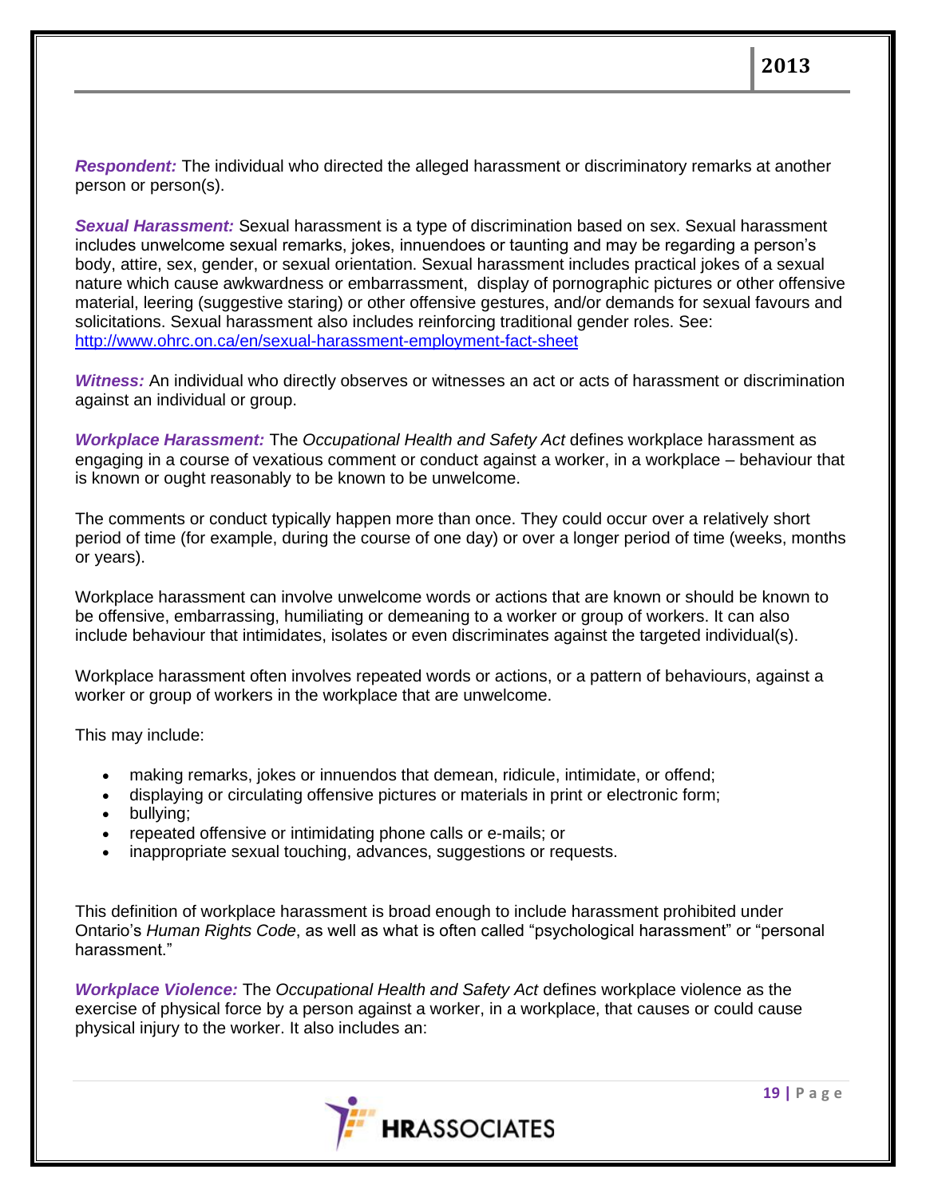***Respondent:*** The individual who directed the alleged harassment or discriminatory remarks at another person or person(s).

***Sexual Harassment:*** Sexual harassment is a type of discrimination based on sex. Sexual harassment includes unwelcome sexual remarks, jokes, innuendoes or taunting and may be regarding a person's body, attire, sex, gender, or sexual orientation. Sexual harassment includes practical jokes of a sexual nature which cause awkwardness or embarrassment, display of pornographic pictures or other offensive material, leering (suggestive staring) or other offensive gestures, and/or demands for sexual favours and solicitations. Sexual harassment also includes reinforcing traditional gender roles. See: [http://www.ohrc.on.ca/en/sexual-harassment-employment-fact-sheet](http://www.ohrc.on.ca/en/sexual-harassment-employment-fact-sheet)

***Witness:*** An individual who directly observes or witnesses an act or acts of harassment or discrimination against an individual or group.

***Workplace Harassment:*** The *Occupational Health and Safety Act* defines workplace harassment as engaging in a course of vexatious comment or conduct against a worker, in a workplace – behaviour that is known or ought reasonably to be known to be unwelcome.

The comments or conduct typically happen more than once. They could occur over a relatively short period of time (for example, during the course of one day) or over a longer period of time (weeks, months or years).

Workplace harassment can involve unwelcome words or actions that are known or should be known to be offensive, embarrassing, humiliating or demeaning to a worker or group of workers. It can also include behaviour that intimidates, isolates or even discriminates against the targeted individual(s).

Workplace harassment often involves repeated words or actions, or a pattern of behaviours, against a worker or group of workers in the workplace that are unwelcome.

This may include:

- making remarks, jokes or innuendos that demean, ridicule, intimidate, or offend;
- displaying or circulating offensive pictures or materials in print or electronic form;
- bullying;
- repeated offensive or intimidating phone calls or e-mails; or
- inappropriate sexual touching, advances, suggestions or requests.

This definition of workplace harassment is broad enough to include harassment prohibited under Ontario's *Human Rights Code*, as well as what is often called "psychological harassment" or "personal harassment."

***Workplace Violence:*** The *Occupational Health and Safety Act* defines workplace violence as the exercise of physical force by a person against a worker, in a workplace, that causes or could cause physical injury to the worker. It also includes an: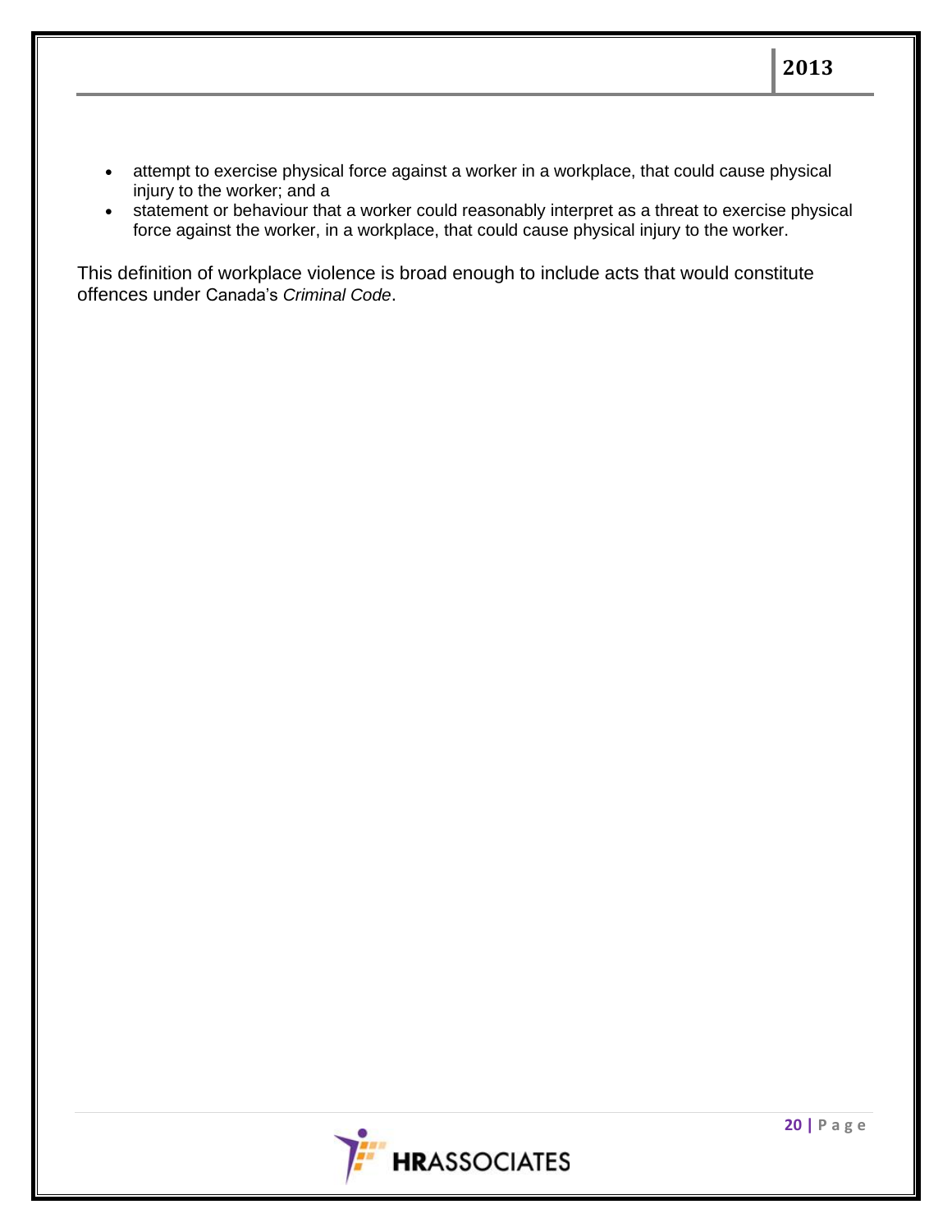- attempt to exercise physical force against a worker in a workplace, that could cause physical injury to the worker; and a
- statement or behaviour that a worker could reasonably interpret as a threat to exercise physical force against the worker, in a workplace, that could cause physical injury to the worker.

This definition of workplace violence is broad enough to include acts that would constitute offences under Canada's *Criminal Code*.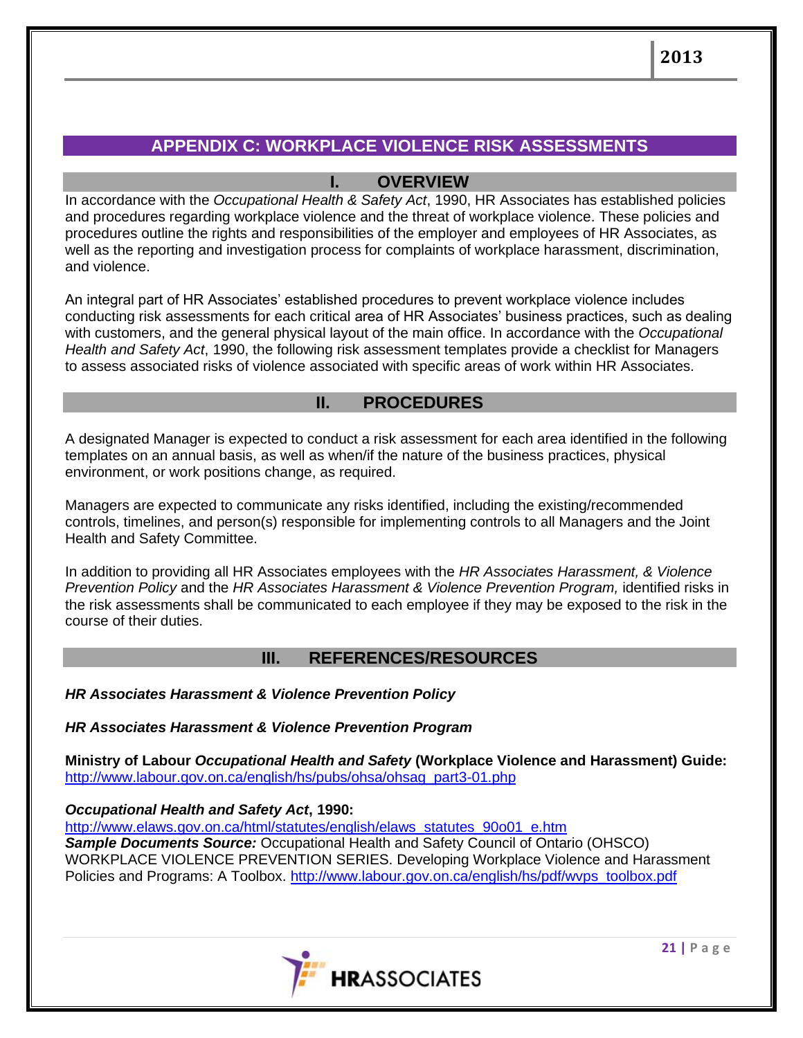# APPENDIX C: WORKPLACE VIOLENCE RISK ASSESSMENTS

## I. OVERVIEW

In accordance with the *Occupational Health & Safety Act*, 1990, HR Associates has established policies and procedures regarding workplace violence and the threat of workplace violence. These policies and procedures outline the rights and responsibilities of the employer and employees of HR Associates, as well as the reporting and investigation process for complaints of workplace harassment, discrimination, and violence.

An integral part of HR Associates' established procedures to prevent workplace violence includes conducting risk assessments for each critical area of HR Associates' business practices, such as dealing with customers, and the general physical layout of the main office. In accordance with the *Occupational Health and Safety Act*, 1990, the following risk assessment templates provide a checklist for Managers to assess associated risks of violence associated with specific areas of work within HR Associates.

## II. PROCEDURES

A designated Manager is expected to conduct a risk assessment for each area identified in the following templates on an annual basis, as well as when/if the nature of the business practices, physical environment, or work positions change, as required.

Managers are expected to communicate any risks identified, including the existing/recommended controls, timelines, and person(s) responsible for implementing controls to all Managers and the Joint Health and Safety Committee.

In addition to providing all HR Associates employees with the *HR Associates Harassment, & Violence Prevention Policy* and the *HR Associates Harassment & Violence Prevention Program,* identified risks in the risk assessments shall be communicated to each employee if they may be exposed to the risk in the course of their duties.

## III. REFERENCES/RESOURCES

***HR Associates Harassment & Violence Prevention Policy***

***HR Associates Harassment & Violence Prevention Program***

**Ministry of Labour *Occupational Health and Safety* (Workplace Violence and Harassment) Guide:**
http://www.labour.gov.on.ca/english/hs/pubs/ohsa/ohsag_part3-01.php

***Occupational Health and Safety Act*, 1990:**
http://www.elaws.gov.on.ca/html/statutes/english/elaws_statutes_90o01_e.htm
***Sample Documents Source:*** Occupational Health and Safety Council of Ontario (OHSCO) WORKPLACE VIOLENCE PREVENTION SERIES. Developing Workplace Violence and Harassment Policies and Programs: A Toolbox. http://www.labour.gov.on.ca/english/hs/pdf/wvps_toolbox.pdf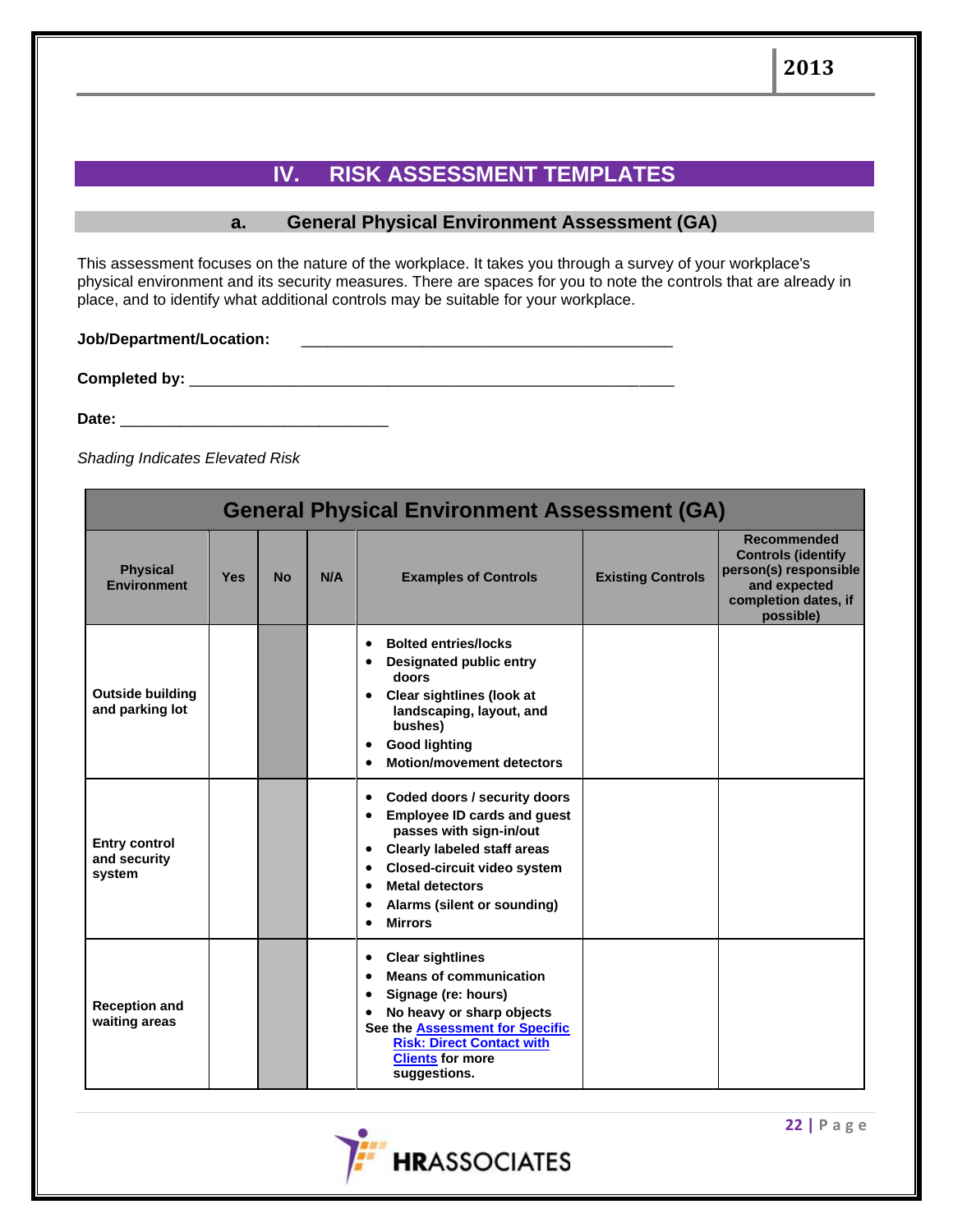## IV. RISK ASSESSMENT TEMPLATES

### a. General Physical Environment Assessment (GA)

This assessment focuses on the nature of the workplace. It takes you through a survey of your workplace's physical environment and its security measures. There are spaces for you to note the controls that are already in place, and to identify what additional controls may be suitable for your workplace.

**Job/Department/Location:** ____________________________________________

**Completed by:** ___________________________________________________________

**Date:** ________________________________

*Shading Indicates Elevated Risk*

**General Physical Environment Assessment (GA)**

| Physical Environment | Yes | No | N/A | Examples of Controls | Existing Controls | Recommended Controls (identify person(s) responsible and expected completion dates, if possible) |
|---|---|---|---|---|---|---|
| Outside building and parking lot | | | | • Bolted entries/locks<br>• Designated public entry doors<br>• Clear sightlines (look at landscaping, layout, and bushes)<br>• Good lighting<br>• Motion/movement detectors | | |
| Entry control and security system | | | | • Coded doors / security doors<br>• Employee ID cards and guest passes with sign-in/out<br>• Clearly labeled staff areas<br>• Closed-circuit video system<br>• Metal detectors<br>• Alarms (silent or sounding)<br>• Mirrors | | |
| Reception and waiting areas | | | | • Clear sightlines<br>• Means of communication<br>• Signage (re: hours)<br>• No heavy or sharp objects<br>See the Assessment for Specific Risk: Direct Contact with Clients for more suggestions. | | |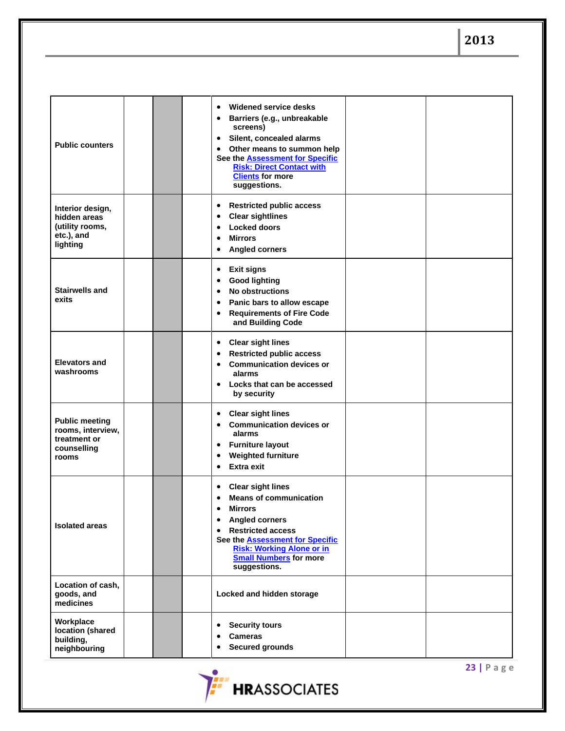| | | | | | | |
|---|---|---|---|---|---|---|
| **Public counters** | | | | • **Widened service desks**<br>• **Barriers (e.g., unbreakable screens)**<br>• **Silent, concealed alarms**<br>• **Other means to summon help**<br>**See the [Assessment for Specific Risk: Direct Contact with Clients] for more suggestions.** | | |
| **Interior design, hidden areas (utility rooms, etc.), and lighting** | | | | • **Restricted public access**<br>• **Clear sightlines**<br>• **Locked doors**<br>• **Mirrors**<br>• **Angled corners** | | |
| **Stairwells and exits** | | | | • **Exit signs**<br>• **Good lighting**<br>• **No obstructions**<br>• **Panic bars to allow escape**<br>• **Requirements of Fire Code and Building Code** | | |
| **Elevators and washrooms** | | | | • **Clear sight lines**<br>• **Restricted public access**<br>• **Communication devices or alarms**<br>• **Locks that can be accessed by security** | | |
| **Public meeting rooms, interview, treatment or counselling rooms** | | | | • **Clear sight lines**<br>• **Communication devices or alarms**<br>• **Furniture layout**<br>• **Weighted furniture**<br>• **Extra exit** | | |
| **Isolated areas** | | | | • **Clear sight lines**<br>• **Means of communication**<br>• **Mirrors**<br>• **Angled corners**<br>• **Restricted access**<br>**See the [Assessment for Specific Risk: Working Alone or in Small Numbers] for more suggestions.** | | |
| **Location of cash, goods, and medicines** | | | | **Locked and hidden storage** | | |
| **Workplace location (shared building, neighbouring** | | | | • **Security tours**<br>• **Cameras**<br>• **Secured grounds** | | |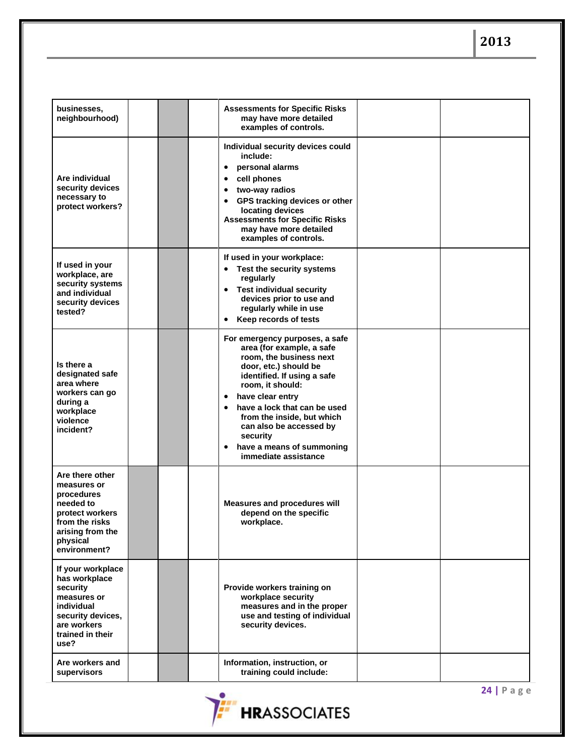| businesses, neighbourhood) | | | | Assessments for Specific Risks may have more detailed examples of controls. | | |
|---|---|---|---|---|---|---|
| Are individual security devices necessary to protect workers? | | | | Individual security devices could include:<br>• personal alarms<br>• cell phones<br>• two-way radios<br>• GPS tracking devices or other locating devices<br>Assessments for Specific Risks may have more detailed examples of controls. | | |
| If used in your workplace, are security systems and individual security devices tested? | | | | If used in your workplace:<br>• Test the security systems regularly<br>• Test individual security devices prior to use and regularly while in use<br>• Keep records of tests | | |
| Is there a designated safe area where workers can go during a workplace violence incident? | | | | For emergency purposes, a safe area (for example, a safe room, the business next door, etc.) should be identified. If using a safe room, it should:<br>• have clear entry<br>• have a lock that can be used from the inside, but which can also be accessed by security<br>• have a means of summoning immediate assistance | | |
| Are there other measures or procedures needed to protect workers from the risks arising from the physical environment? | | | | Measures and procedures will depend on the specific workplace. | | |
| If your workplace has workplace security measures or individual security devices, are workers trained in their use? | | | | Provide workers training on workplace security measures and in the proper use and testing of individual security devices. | | |
| Are workers and supervisors | | | | Information, instruction, or training could include: | | |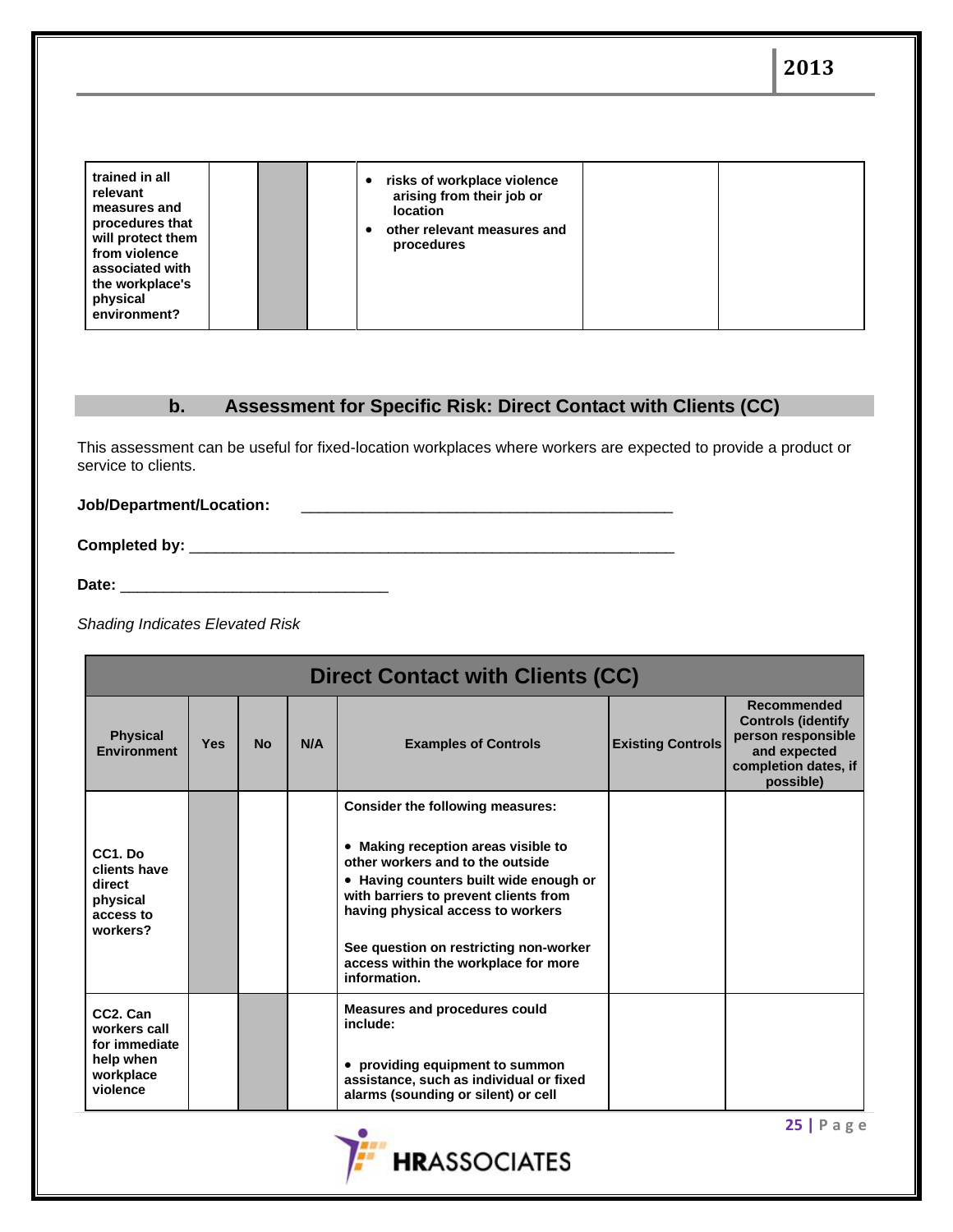| | | | | | | |
|---|---|---|---|---|---|---|
| trained in all relevant measures and procedures that will protect them from violence associated with the workplace's physical environment? | | | | • risks of workplace violence arising from their job or location<br>• other relevant measures and procedures | | |

## b. Assessment for Specific Risk: Direct Contact with Clients (CC)

This assessment can be useful for fixed-location workplaces where workers are expected to provide a product or service to clients.

**Job/Department/Location:** _____________________________________________

**Completed by:** ___________________________________________________________

**Date:** ________________________________

*Shading Indicates Elevated Risk*

| **Direct Contact with Clients (CC)** | | | | | | |
|---|---|---|---|---|---|---|
| **Physical Environment** | **Yes** | **No** | **N/A** | **Examples of Controls** | **Existing Controls** | **Recommended Controls (identify person responsible and expected completion dates, if possible)** |
| **CC1. Do clients have direct physical access to workers?** | | | | **Consider the following measures:**<br><br>**• Making reception areas visible to other workers and to the outside**<br>**• Having counters built wide enough or with barriers to prevent clients from having physical access to workers**<br><br>**See question on restricting non-worker access within the workplace for more information.** | | |
| **CC2. Can workers call for immediate help when workplace violence** | | | | **Measures and procedures could include:**<br><br>**• providing equipment to summon assistance, such as individual or fixed alarms (sounding or silent) or cell** | | |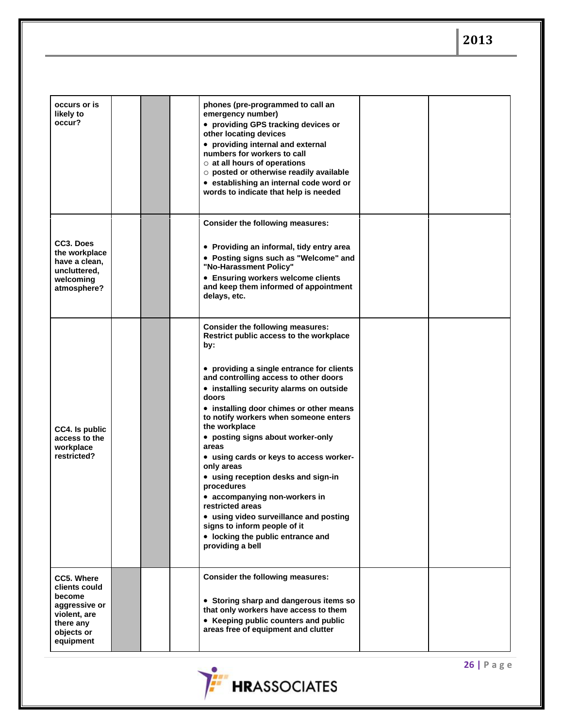| | | | | | | |
|---|---|---|---|---|---|---|
| occurs or is likely to occur? | | | | phones (pre-programmed to call an emergency number)<br>• providing GPS tracking devices or other locating devices<br>• providing internal and external numbers for workers to call<br>○ at all hours of operations<br>○ posted or otherwise readily available<br>• establishing an internal code word or words to indicate that help is needed | | |
| CC3. Does the workplace have a clean, uncluttered, welcoming atmosphere? | | | | Consider the following measures:<br><br>• Providing an informal, tidy entry area<br>• Posting signs such as "Welcome" and "No-Harassment Policy"<br>• Ensuring workers welcome clients and keep them informed of appointment delays, etc. | | |
| CC4. Is public access to the workplace restricted? | | | | Consider the following measures:<br>Restrict public access to the workplace by:<br><br>• providing a single entrance for clients and controlling access to other doors<br>• installing security alarms on outside doors<br>• installing door chimes or other means to notify workers when someone enters the workplace<br>• posting signs about worker-only areas<br>• using cards or keys to access worker-only areas<br>• using reception desks and sign-in procedures<br>• accompanying non-workers in restricted areas<br>• using video surveillance and posting signs to inform people of it<br>• locking the public entrance and providing a bell | | |
| CC5. Where clients could become aggressive or violent, are there any objects or equipment | | | | Consider the following measures:<br><br>• Storing sharp and dangerous items so that only workers have access to them<br>• Keeping public counters and public areas free of equipment and clutter | | |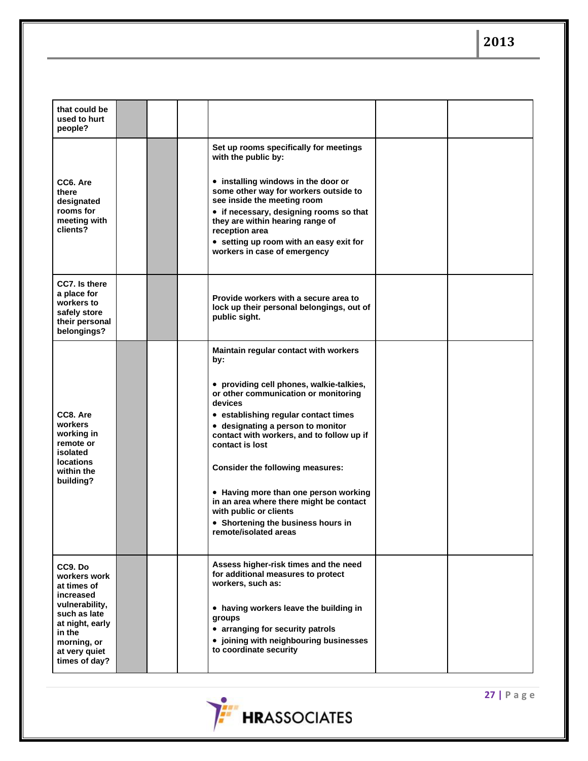| | | | | | | |
|---|---|---|---|---|---|---|
| **that could be used to hurt people?** | | | | | | |
| **CC6. Are there designated rooms for meeting with clients?** | | | | **Set up rooms specifically for meetings with the public by:**<br><br>**• installing windows in the door or some other way for workers outside to see inside the meeting room**<br>**• if necessary, designing rooms so that they are within hearing range of reception area**<br>**• setting up room with an easy exit for workers in case of emergency** | | |
| **CC7. Is there a place for workers to safely store their personal belongings?** | | | | **Provide workers with a secure area to lock up their personal belongings, out of public sight.** | | |
| **CC8. Are workers working in remote or isolated locations within the building?** | | | | **Maintain regular contact with workers by:**<br><br>**• providing cell phones, walkie-talkies, or other communication or monitoring devices**<br>**• establishing regular contact times**<br>**• designating a person to monitor contact with workers, and to follow up if contact is lost**<br><br>**Consider the following measures:**<br><br>**• Having more than one person working in an area where there might be contact with public or clients**<br>**• Shortening the business hours in remote/isolated areas** | | |
| **CC9. Do workers work at times of increased vulnerability, such as late at night, early in the morning, or at very quiet times of day?** | | | | **Assess higher-risk times and the need for additional measures to protect workers, such as:**<br><br>**• having workers leave the building in groups**<br>**• arranging for security patrols**<br>**• joining with neighbouring businesses to coordinate security** | | |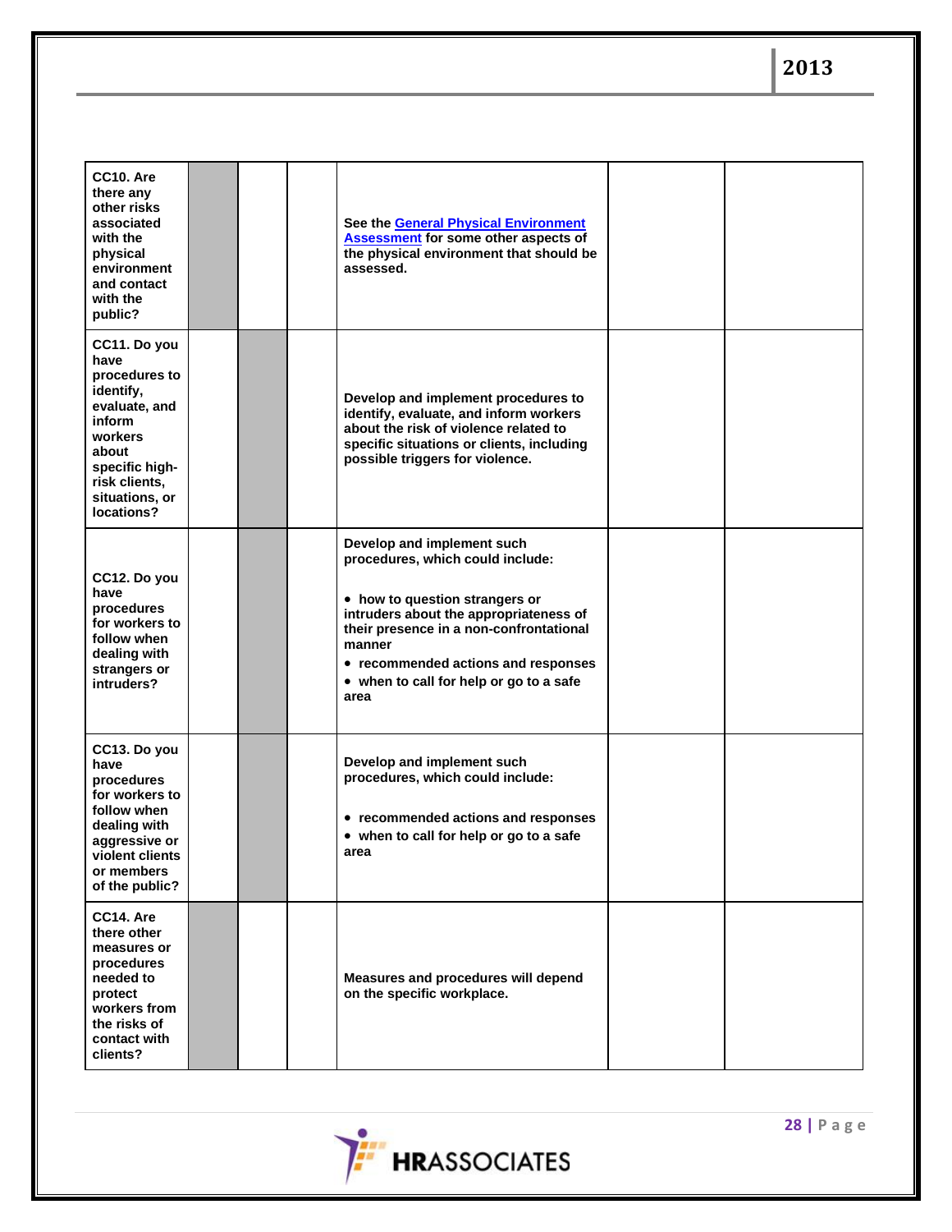| | | | | | | |
|---|---|---|---|---|---|---|
| **CC10. Are there any other risks associated with the physical environment and contact with the public?** | | | | **See the General Physical Environment Assessment for some other aspects of the physical environment that should be assessed.** | | |
| **CC11. Do you have procedures to identify, evaluate, and inform workers about specific high-risk clients, situations, or locations?** | | | | **Develop and implement procedures to identify, evaluate, and inform workers about the risk of violence related to specific situations or clients, including possible triggers for violence.** | | |
| **CC12. Do you have procedures for workers to follow when dealing with strangers or intruders?** | | | | **Develop and implement such procedures, which could include:**<br><br>**• how to question strangers or intruders about the appropriateness of their presence in a non-confrontational manner**<br>**• recommended actions and responses**<br>**• when to call for help or go to a safe area** | | |
| **CC13. Do you have procedures for workers to follow when dealing with aggressive or violent clients or members of the public?** | | | | **Develop and implement such procedures, which could include:**<br><br>**• recommended actions and responses**<br>**• when to call for help or go to a safe area** | | |
| **CC14. Are there other measures or procedures needed to protect workers from the risks of contact with clients?** | | | | **Measures and procedures will depend on the specific workplace.** | | |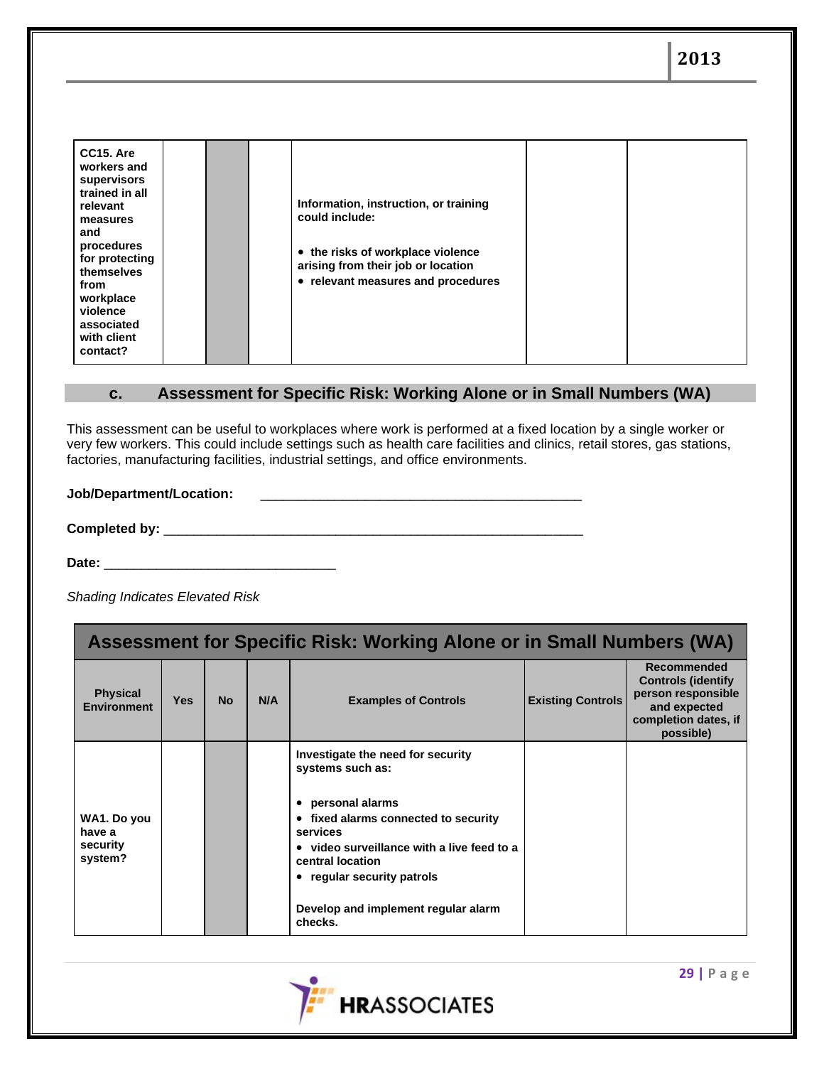| CC15. Are workers and supervisors trained in all relevant measures and procedures for protecting themselves from workplace violence associated with client contact? | | | | Information, instruction, or training could include:<br><br>• the risks of workplace violence arising from their job or location<br>• relevant measures and procedures | | |
|---|---|---|---|---|---|---|

## c. Assessment for Specific Risk: Working Alone or in Small Numbers (WA)

This assessment can be useful to workplaces where work is performed at a fixed location by a single worker or very few workers. This could include settings such as health care facilities and clinics, retail stores, gas stations, factories, manufacturing facilities, industrial settings, and office environments.

**Job/Department/Location:** _____________________________________________

**Completed by:** ___________________________________________________________

**Date:** _______________________________

*Shading Indicates Elevated Risk*

| Assessment for Specific Risk: Working Alone or in Small Numbers (WA) | | | | | | |
|---|---|---|---|---|---|---|
| **Physical Environment** | **Yes** | **No** | **N/A** | **Examples of Controls** | **Existing Controls** | **Recommended Controls (identify person responsible and expected completion dates, if possible)** |
| WA1. Do you have a security system? | | | | Investigate the need for security systems such as:<br><br>• personal alarms<br>• fixed alarms connected to security services<br>• video surveillance with a live feed to a central location<br>• regular security patrols<br><br>Develop and implement regular alarm checks. | | |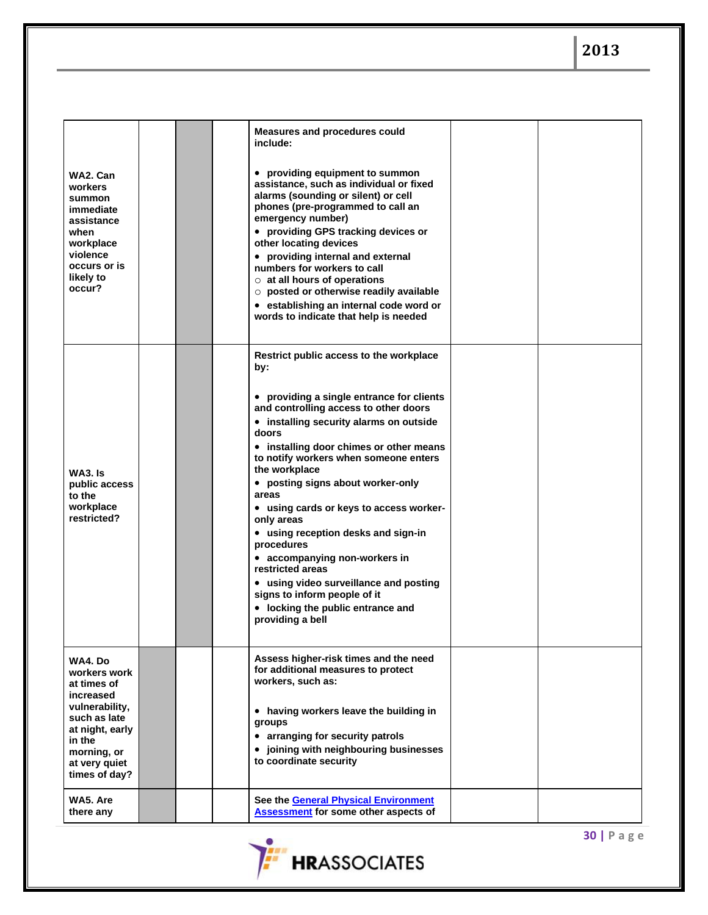| | | | | | | |
|---|---|---|---|---|---|---|
| **WA2. Can workers summon immediate assistance when workplace violence occurs or is likely to occur?** | | | | **Measures and procedures could include:**<br><br>• providing equipment to summon assistance, such as individual or fixed alarms (sounding or silent) or cell phones (pre-programmed to call an emergency number)<br>• providing GPS tracking devices or other locating devices<br>• providing internal and external numbers for workers to call<br>○ at all hours of operations<br>○ posted or otherwise readily available<br>• establishing an internal code word or words to indicate that help is needed | | |
| **WA3. Is public access to the workplace restricted?** | | | | **Restrict public access to the workplace by:**<br><br>• providing a single entrance for clients and controlling access to other doors<br>• installing security alarms on outside doors<br>• installing door chimes or other means to notify workers when someone enters the workplace<br>• posting signs about worker-only areas<br>• using cards or keys to access worker-only areas<br>• using reception desks and sign-in procedures<br>• accompanying non-workers in restricted areas<br>• using video surveillance and posting signs to inform people of it<br>• locking the public entrance and providing a bell | | |
| **WA4. Do workers work at times of increased vulnerability, such as late at night, early in the morning, or at very quiet times of day?** | | | | **Assess higher-risk times and the need for additional measures to protect workers, such as:**<br><br>• having workers leave the building in groups<br>• arranging for security patrols<br>• joining with neighbouring businesses to coordinate security | | |
| **WA5. Are there any** | | | | **See the General Physical Environment Assessment for some other aspects of** | | |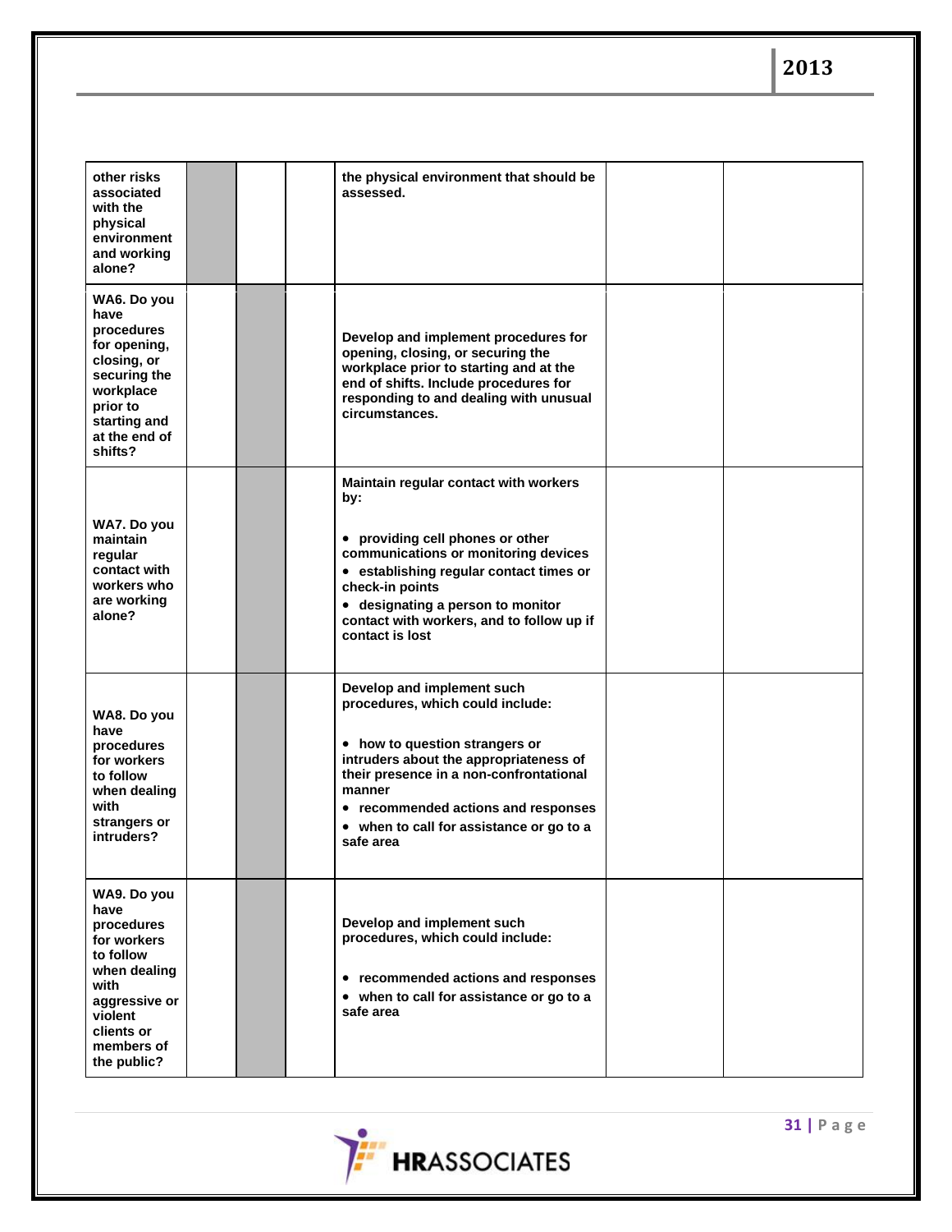| | | | | | | |
|---|---|---|---|---|---|---|
| other risks associated with the physical environment and working alone? | | | | the physical environment that should be assessed. | | |
| WA6. Do you have procedures for opening, closing, or securing the workplace prior to starting and at the end of shifts? | | | | Develop and implement procedures for opening, closing, or securing the workplace prior to starting and at the end of shifts. Include procedures for responding to and dealing with unusual circumstances. | | |
| WA7. Do you maintain regular contact with workers who are working alone? | | | | Maintain regular contact with workers by:<br><br>• providing cell phones or other communications or monitoring devices<br>• establishing regular contact times or check-in points<br>• designating a person to monitor contact with workers, and to follow up if contact is lost | | |
| WA8. Do you have procedures for workers to follow when dealing with strangers or intruders? | | | | Develop and implement such procedures, which could include:<br><br>• how to question strangers or intruders about the appropriateness of their presence in a non-confrontational manner<br>• recommended actions and responses<br>• when to call for assistance or go to a safe area | | |
| WA9. Do you have procedures for workers to follow when dealing with aggressive or violent clients or members of the public? | | | | Develop and implement such procedures, which could include:<br><br>• recommended actions and responses<br>• when to call for assistance or go to a safe area | | |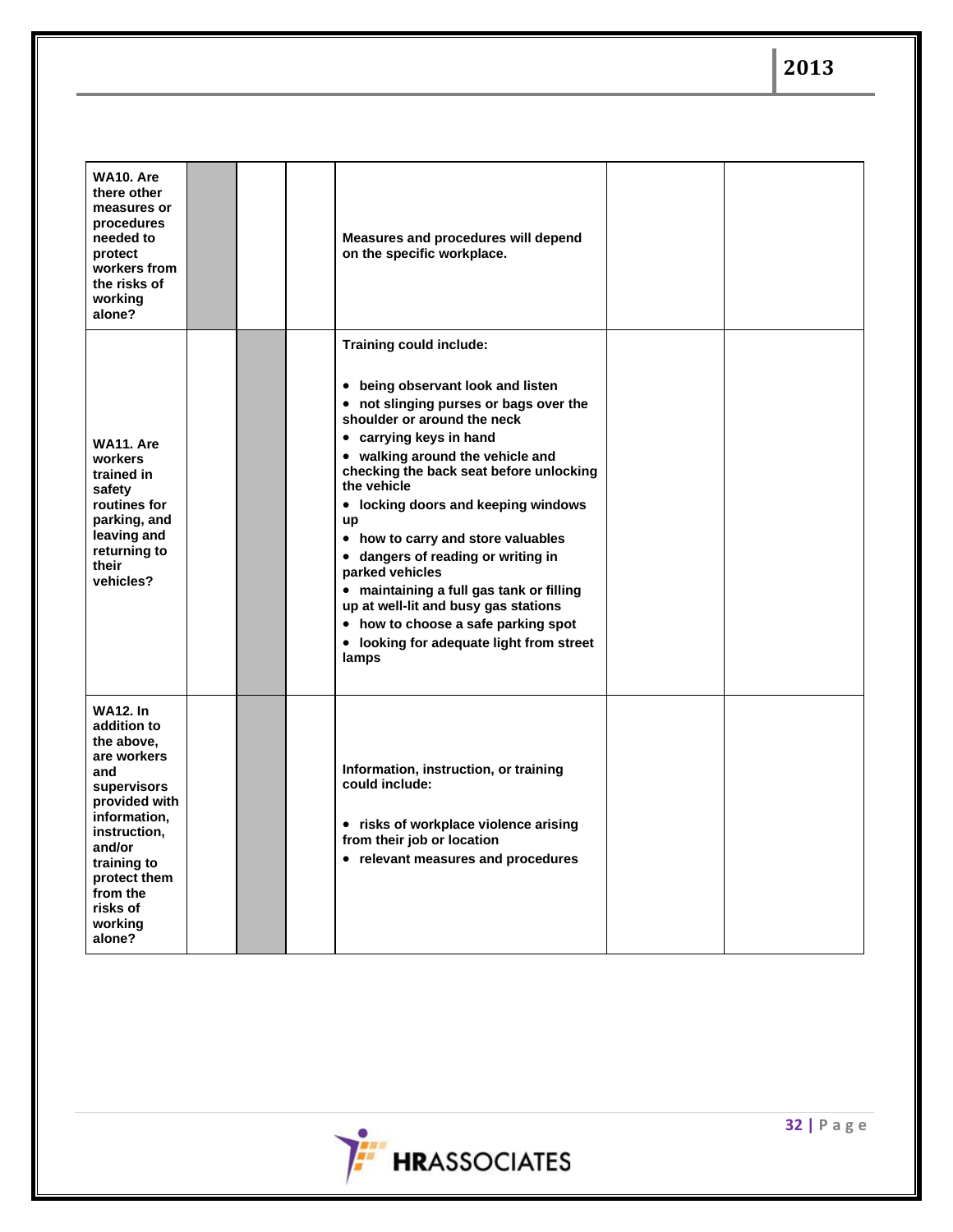| | | | | | | |
|---|---|---|---|---|---|---|
| **WA10. Are there other measures or procedures needed to protect workers from the risks of working alone?** | | | | **Measures and procedures will depend on the specific workplace.** | | |
| **WA11. Are workers trained in safety routines for parking, and leaving and returning to their vehicles?** | | | | **Training could include:**<br><br>• **being observant look and listen**<br>• **not slinging purses or bags over the shoulder or around the neck**<br>• **carrying keys in hand**<br>• **walking around the vehicle and checking the back seat before unlocking the vehicle**<br>• **locking doors and keeping windows up**<br>• **how to carry and store valuables**<br>• **dangers of reading or writing in parked vehicles**<br>• **maintaining a full gas tank or filling up at well-lit and busy gas stations**<br>• **how to choose a safe parking spot**<br>• **looking for adequate light from street lamps** | | |
| **WA12. In addition to the above, are workers and supervisors provided with information, instruction, and/or training to protect them from the risks of working alone?** | | | | **Information, instruction, or training could include:**<br><br>• **risks of workplace violence arising from their job or location**<br>• **relevant measures and procedures** | | |